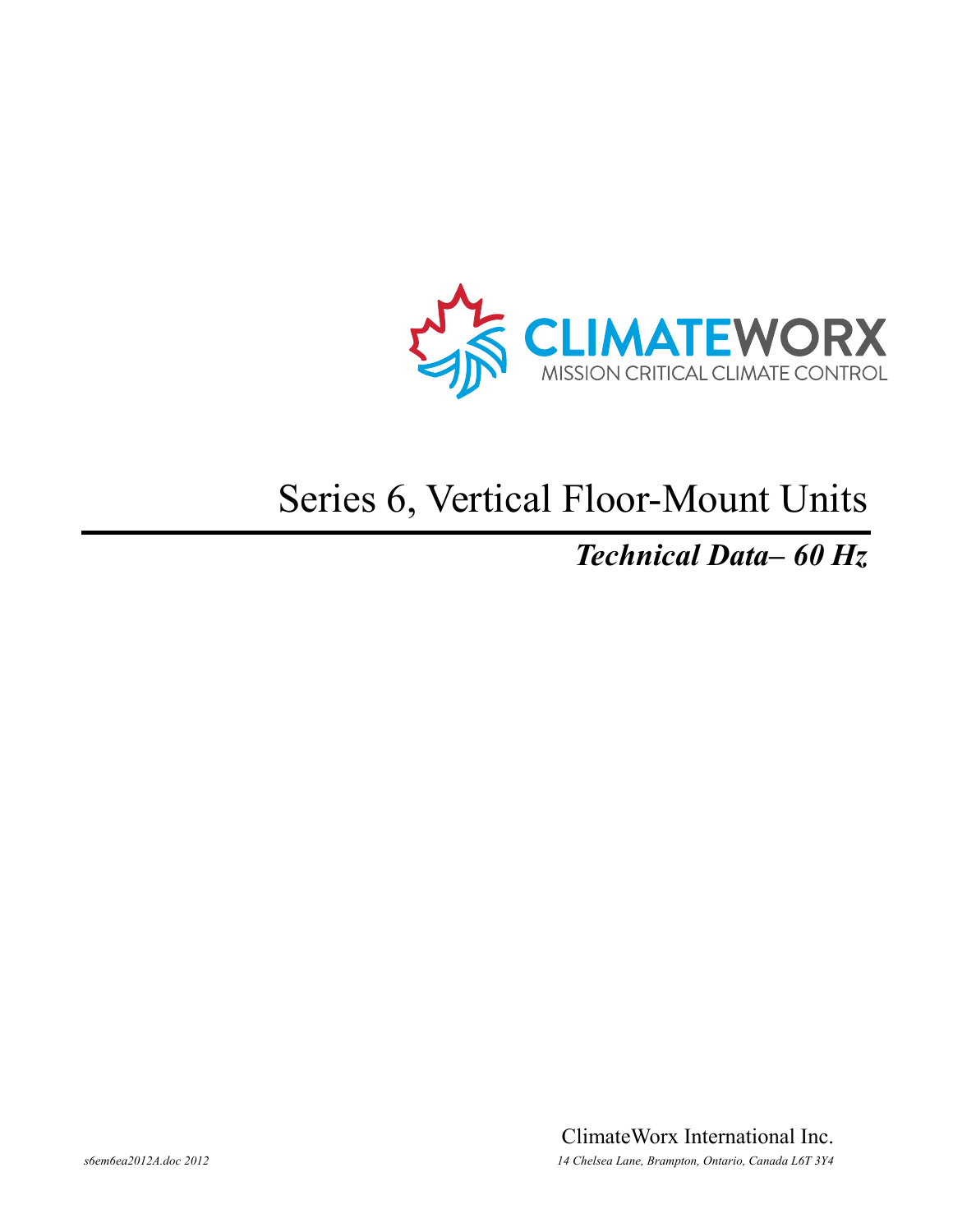CLIMATEWORX

MISSION CRITICAL CLIMATE CONTROL

# Series 6, Vertical Floor-Mount Units

***Technical Data– 60 Hz***

ClimateWorx International Inc.

*s6em6ea2012A.doc 2012*

*14 Chelsea Lane, Brampton, Ontario, Canada L6T 3Y4*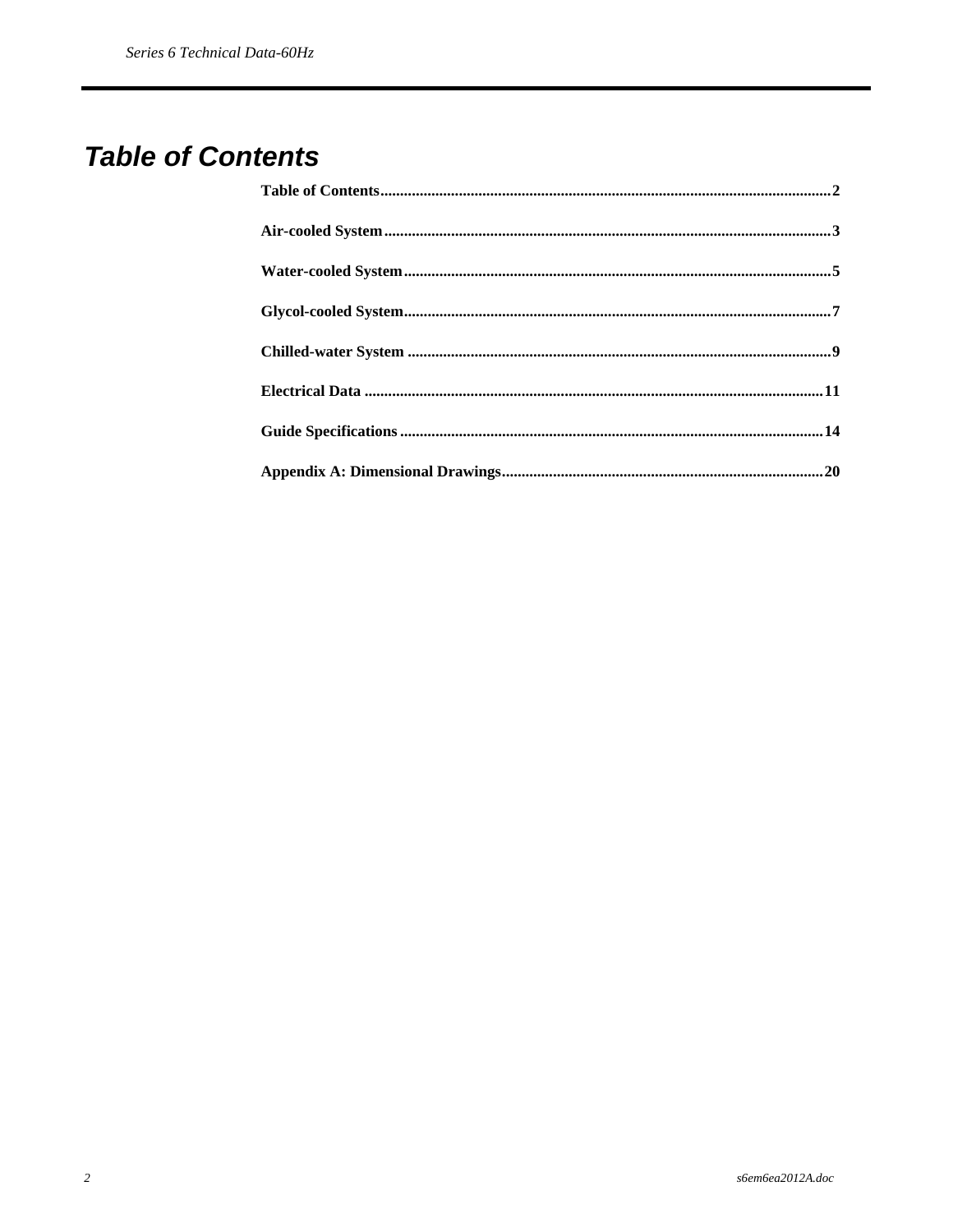# Table of Contents

**Table of Contents** ........................................................................................................ **2**

**Air-cooled System** ........................................................................................................ **3**

**Water-cooled System** ........................................................................................................ **5**

**Glycol-cooled System** ........................................................................................................ **7**

**Chilled-water System** ........................................................................................................ **9**

**Electrical Data** ........................................................................................................ **11**

**Guide Specifications** ........................................................................................................ **14**

**Appendix A: Dimensional Drawings** ........................................................................................................ **20**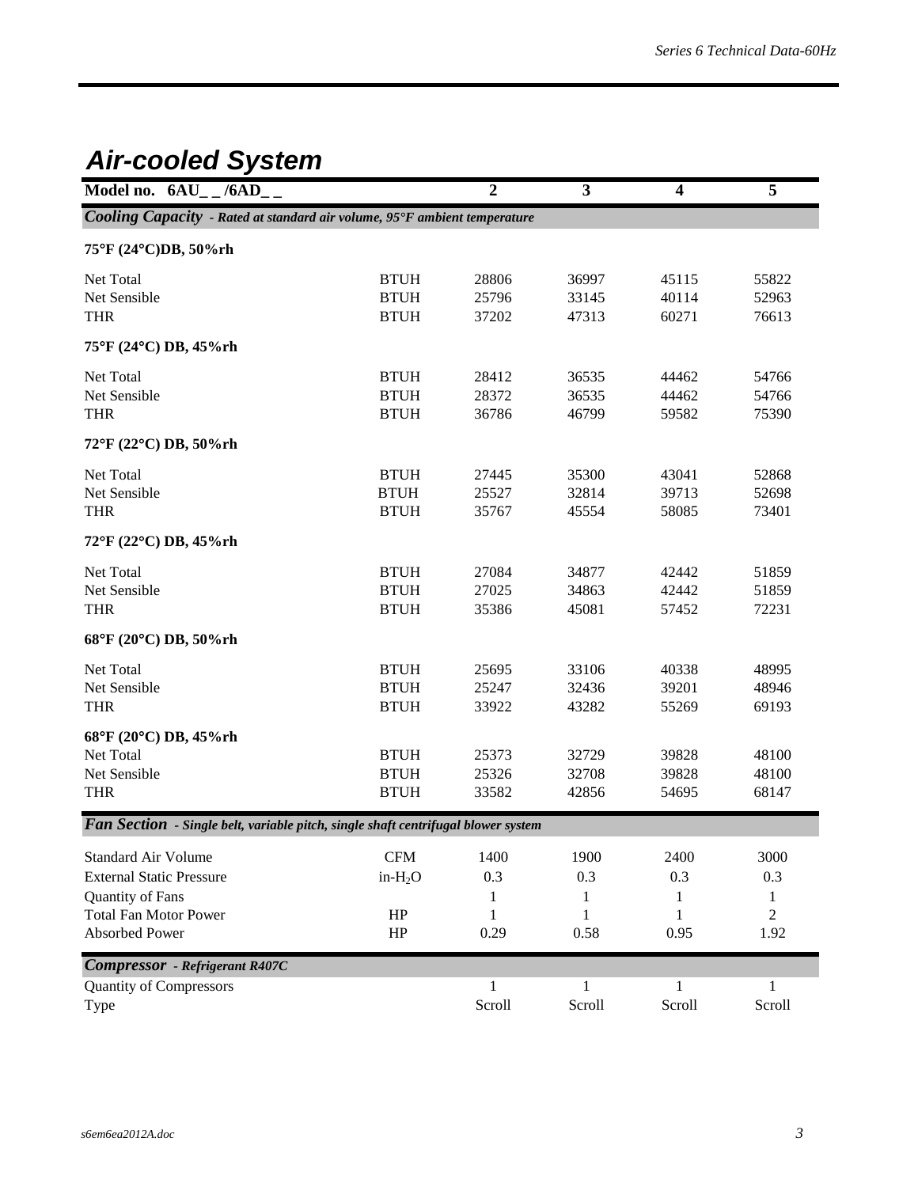## Air-cooled System

| Model no. 6AU_ _/6AD_ _ | | 2 | 3 | 4 | 5 |
|---|---|---|---|---|---|
| ***Cooling Capacity** - Rated at standard air volume, 95°F ambient temperature* | | | | | |
| **75°F (24°C)DB, 50%rh** | | | | | |
| Net Total | BTUH | 28806 | 36997 | 45115 | 55822 |
| Net Sensible | BTUH | 25796 | 33145 | 40114 | 52963 |
| THR | BTUH | 37202 | 47313 | 60271 | 76613 |
| **75°F (24°C) DB, 45%rh** | | | | | |
| Net Total | BTUH | 28412 | 36535 | 44462 | 54766 |
| Net Sensible | BTUH | 28372 | 36535 | 44462 | 54766 |
| THR | BTUH | 36786 | 46799 | 59582 | 75390 |
| **72°F (22°C) DB, 50%rh** | | | | | |
| Net Total | BTUH | 27445 | 35300 | 43041 | 52868 |
| Net Sensible | BTUH | 25527 | 32814 | 39713 | 52698 |
| THR | BTUH | 35767 | 45554 | 58085 | 73401 |
| **72°F (22°C) DB, 45%rh** | | | | | |
| Net Total | BTUH | 27084 | 34877 | 42442 | 51859 |
| Net Sensible | BTUH | 27025 | 34863 | 42442 | 51859 |
| THR | BTUH | 35386 | 45081 | 57452 | 72231 |
| **68°F (20°C) DB, 50%rh** | | | | | |
| Net Total | BTUH | 25695 | 33106 | 40338 | 48995 |
| Net Sensible | BTUH | 25247 | 32436 | 39201 | 48946 |
| THR | BTUH | 33922 | 43282 | 55269 | 69193 |
| **68°F (20°C) DB, 45%rh** | | | | | |
| Net Total | BTUH | 25373 | 32729 | 39828 | 48100 |
| Net Sensible | BTUH | 25326 | 32708 | 39828 | 48100 |
| THR | BTUH | 33582 | 42856 | 54695 | 68147 |
| ***Fan Section** - Single belt, variable pitch, single shaft centrifugal blower system* | | | | | |
| Standard Air Volume | CFM | 1400 | 1900 | 2400 | 3000 |
| External Static Pressure | in-$H_2O$ | 0.3 | 0.3 | 0.3 | 0.3 |
| Quantity of Fans | | 1 | 1 | 1 | 1 |
| Total Fan Motor Power | HP | 1 | 1 | 1 | 2 |
| Absorbed Power | HP | 0.29 | 0.58 | 0.95 | 1.92 |
| ***Compressor** - Refrigerant R407C* | | | | | |
| Quantity of Compressors | | 1 | 1 | 1 | 1 |
| Type | | Scroll | Scroll | Scroll | Scroll |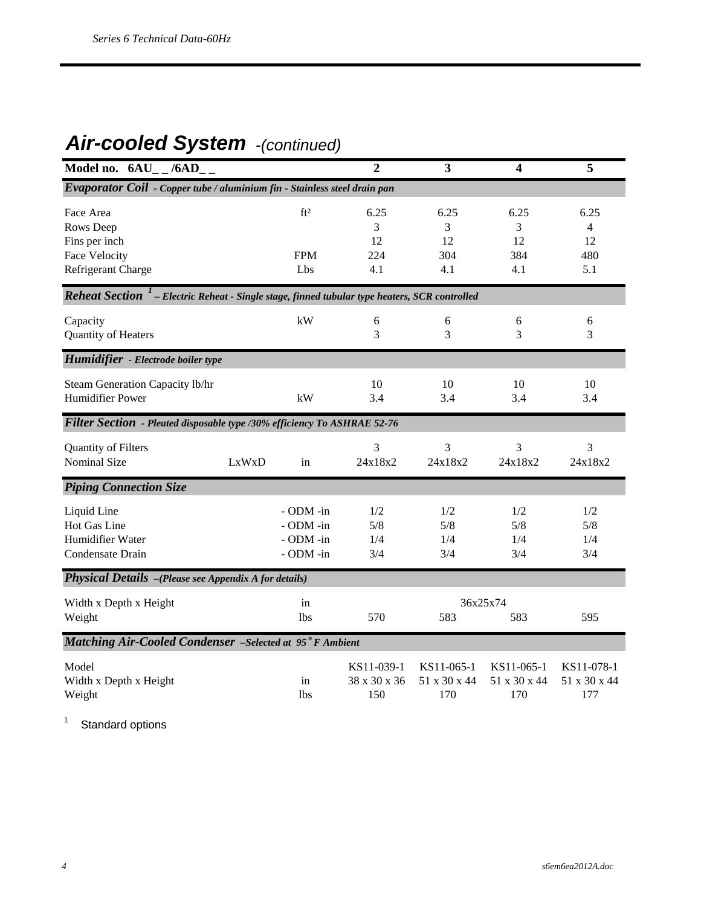# *Air-cooled System* *-(continued)*

| Model no. 6AU_ _ /6AD_ _ | | | 2 | 3 | 4 | 5 |
|---|---|---|---|---|---|---|
| ***Evaporator Coil** - Copper tube / aluminium fin - Stainless steel drain pan* | | | | | | |
| Face Area | | ft² | 6.25 | 6.25 | 6.25 | 6.25 |
| Rows Deep | | | 3 | 3 | 3 | 4 |
| Fins per inch | | | 12 | 12 | 12 | 12 |
| Face Velocity | | FPM | 224 | 304 | 384 | 480 |
| Refrigerant Charge | | Lbs | 4.1 | 4.1 | 4.1 | 5.1 |
| ***Reheat Section** [1] – Electric Reheat - Single stage, finned tubular type heaters, SCR controlled* | | | | | | |
| Capacity | | kW | 6 | 6 | 6 | 6 |
| Quantity of Heaters | | | 3 | 3 | 3 | 3 |
| ***Humidifier** - Electrode boiler type* | | | | | | |
| Steam Generation Capacity lb/hr | | | 10 | 10 | 10 | 10 |
| Humidifier Power | | kW | 3.4 | 3.4 | 3.4 | 3.4 |
| ***Filter Section** - Pleated disposable type /30% efficiency To ASHRAE 52-76* | | | | | | |
| Quantity of Filters | | | 3 | 3 | 3 | 3 |
| Nominal Size | LxWxD | in | 24x18x2 | 24x18x2 | 24x18x2 | 24x18x2 |
| ***Piping Connection Size*** | | | | | | |
| Liquid Line | | - ODM -in | 1/2 | 1/2 | 1/2 | 1/2 |
| Hot Gas Line | | - ODM -in | 5/8 | 5/8 | 5/8 | 5/8 |
| Humidifier Water | | - ODM -in | 1/4 | 1/4 | 1/4 | 1/4 |
| Condensate Drain | | - ODM -in | 3/4 | 3/4 | 3/4 | 3/4 |
| ***Physical Details** –(Please see Appendix A for details)* | | | | | | |
| Width x Depth x Height | | in | 36x25x74 | | | |
| Weight | | lbs | 570 | 583 | 583 | 595 |
| ***Matching Air-Cooled Condenser** –Selected at 95°F Ambient* | | | | | | |
| Model | | | KS11-039-1 | KS11-065-1 | KS11-065-1 | KS11-078-1 |
| Width x Depth x Height | | in | 38 x 30 x 36 | 51 x 30 x 44 | 51 x 30 x 44 | 51 x 30 x 44 |
| Weight | | lbs | 150 | 170 | 170 | 177 |

[1] Standard options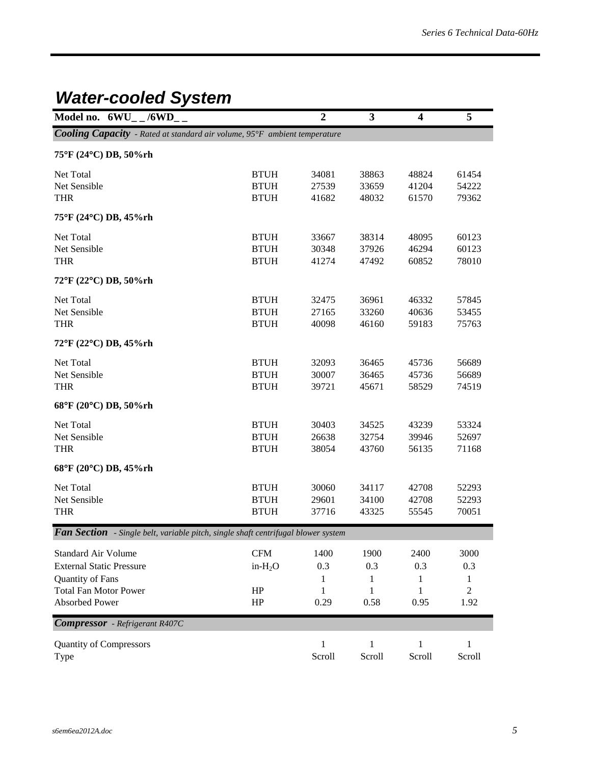# Water-cooled System

| Model no. 6WU_ _/6WD_ _ | | 2 | 3 | 4 | 5 |
|---|---|---|---|---|---|
| ***Cooling Capacity*** *- Rated at standard air volume, 95°F ambient temperature* | | | | | |
| **75°F (24°C) DB, 50%rh** | | | | | |
| Net Total | BTUH | 34081 | 38863 | 48824 | 61454 |
| Net Sensible | BTUH | 27539 | 33659 | 41204 | 54222 |
| THR | BTUH | 41682 | 48032 | 61570 | 79362 |
| **75°F (24°C) DB, 45%rh** | | | | | |
| Net Total | BTUH | 33667 | 38314 | 48095 | 60123 |
| Net Sensible | BTUH | 30348 | 37926 | 46294 | 60123 |
| THR | BTUH | 41274 | 47492 | 60852 | 78010 |
| **72°F (22°C) DB, 50%rh** | | | | | |
| Net Total | BTUH | 32475 | 36961 | 46332 | 57845 |
| Net Sensible | BTUH | 27165 | 33260 | 40636 | 53455 |
| THR | BTUH | 40098 | 46160 | 59183 | 75763 |
| **72°F (22°C) DB, 45%rh** | | | | | |
| Net Total | BTUH | 32093 | 36465 | 45736 | 56689 |
| Net Sensible | BTUH | 30007 | 36465 | 45736 | 56689 |
| THR | BTUH | 39721 | 45671 | 58529 | 74519 |
| **68°F (20°C) DB, 50%rh** | | | | | |
| Net Total | BTUH | 30403 | 34525 | 43239 | 53324 |
| Net Sensible | BTUH | 26638 | 32754 | 39946 | 52697 |
| THR | BTUH | 38054 | 43760 | 56135 | 71168 |
| **68°F (20°C) DB, 45%rh** | | | | | |
| Net Total | BTUH | 30060 | 34117 | 42708 | 52293 |
| Net Sensible | BTUH | 29601 | 34100 | 42708 | 52293 |
| THR | BTUH | 37716 | 43325 | 55545 | 70051 |
| ***Fan Section*** *- Single belt, variable pitch, single shaft centrifugal blower system* | | | | | |
| Standard Air Volume | CFM | 1400 | 1900 | 2400 | 3000 |
| External Static Pressure | in-$H_2O$ | 0.3 | 0.3 | 0.3 | 0.3 |
| Quantity of Fans | | 1 | 1 | 1 | 1 |
| Total Fan Motor Power | HP | 1 | 1 | 1 | 2 |
| Absorbed Power | HP | 0.29 | 0.58 | 0.95 | 1.92 |
| ***Compressor*** *- Refrigerant R407C* | | | | | |
| Quantity of Compressors | | 1 | 1 | 1 | 1 |
| Type | | Scroll | Scroll | Scroll | Scroll |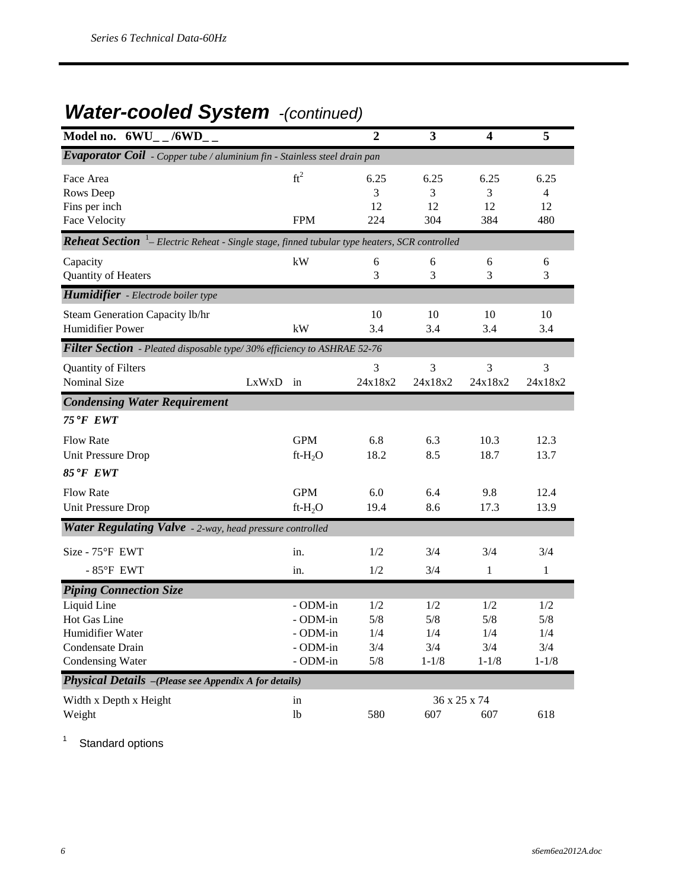## *Water-cooled System* -(continued)

| Model no. 6WU_ _/6WD_ _ | | | 2 | 3 | 4 | 5 |
|---|---|---|---|---|---|---|
| ***Evaporator Coil*** *- Copper tube / aluminium fin - Stainless steel drain pan* | | | | | | |
| Face Area | | $ft^2$ | 6.25 | 6.25 | 6.25 | 6.25 |
| Rows Deep | | | 3 | 3 | 3 | 4 |
| Fins per inch | | | 12 | 12 | 12 | 12 |
| Face Velocity | | FPM | 224 | 304 | 384 | 480 |
| ***Reheat Section*** [1]*– Electric Reheat - Single stage, finned tubular type heaters, SCR controlled* | | | | | | |
| Capacity | | kW | 6 | 6 | 6 | 6 |
| Quantity of Heaters | | | 3 | 3 | 3 | 3 |
| ***Humidifier*** *- Electrode boiler type* | | | | | | |
| Steam Generation Capacity lb/hr | | | 10 | 10 | 10 | 10 |
| Humidifier Power | | kW | 3.4 | 3.4 | 3.4 | 3.4 |
| ***Filter Section*** *- Pleated disposable type/ 30% efficiency to ASHRAE 52-76* | | | | | | |
| Quantity of Filters | | | 3 | 3 | 3 | 3 |
| Nominal Size | LxWxD | in | 24x18x2 | 24x18x2 | 24x18x2 | 24x18x2 |
| ***Condensing Water Requirement*** | | | | | | |
| ***75°F EWT*** | | | | | | |
| Flow Rate | | GPM | 6.8 | 6.3 | 10.3 | 12.3 |
| Unit Pressure Drop | | ft-$H_2O$ | 18.2 | 8.5 | 18.7 | 13.7 |
| ***85°F EWT*** | | | | | | |
| Flow Rate | | GPM | 6.0 | 6.4 | 9.8 | 12.4 |
| Unit Pressure Drop | | ft-$H_2O$ | 19.4 | 8.6 | 17.3 | 13.9 |
| ***Water Regulating Valve*** *- 2-way, head pressure controlled* | | | | | | |
| Size - 75°F EWT | | in. | 1/2 | 3/4 | 3/4 | 3/4 |
| - 85°F EWT | | in. | 1/2 | 3/4 | 1 | 1 |
| ***Piping Connection Size*** | | | | | | |
| Liquid Line | | - ODM-in | 1/2 | 1/2 | 1/2 | 1/2 |
| Hot Gas Line | | - ODM-in | 5/8 | 5/8 | 5/8 | 5/8 |
| Humidifier Water | | - ODM-in | 1/4 | 1/4 | 1/4 | 1/4 |
| Condensate Drain | | - ODM-in | 3/4 | 3/4 | 3/4 | 3/4 |
| Condensing Water | | - ODM-in | 5/8 | 1-1/8 | 1-1/8 | 1-1/8 |
| ***Physical Details*** ***–(Please see Appendix A for details)*** | | | | | | |
| Width x Depth x Height | | in | 36 x 25 x 74 | | | |
| Weight | | lb | 580 | 607 | 607 | 618 |

[1] Standard options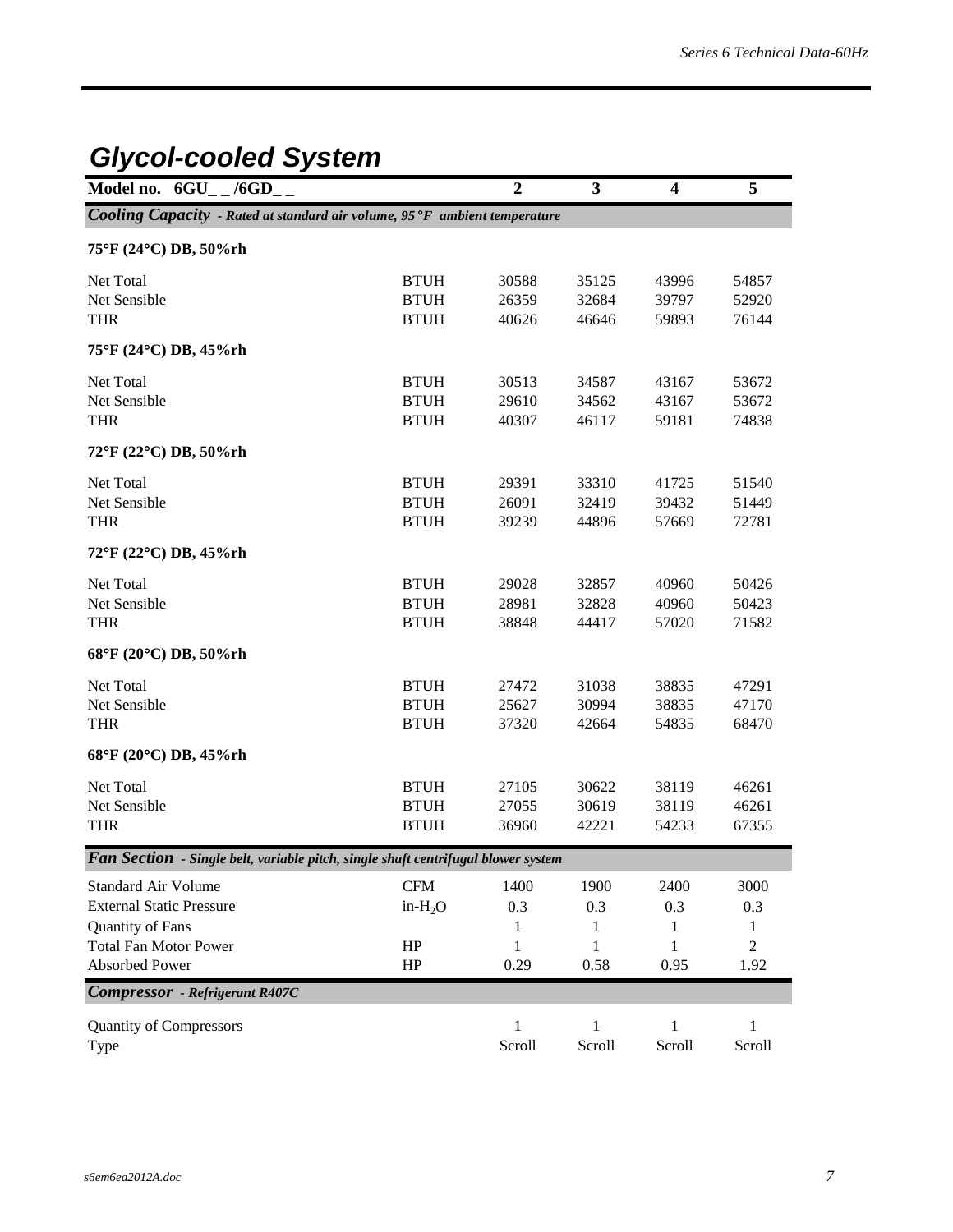## Glycol-cooled System

| Model no. 6GU_ _/6GD_ _ | | 2 | 3 | 4 | 5 |
|---|---|---|---|---|---|
| ***Cooling Capacity** - Rated at standard air volume, 95°F ambient temperature* | | | | | |
| **75°F (24°C) DB, 50%rh** | | | | | |
| Net Total | BTUH | 30588 | 35125 | 43996 | 54857 |
| Net Sensible | BTUH | 26359 | 32684 | 39797 | 52920 |
| THR | BTUH | 40626 | 46646 | 59893 | 76144 |
| **75°F (24°C) DB, 45%rh** | | | | | |
| Net Total | BTUH | 30513 | 34587 | 43167 | 53672 |
| Net Sensible | BTUH | 29610 | 34562 | 43167 | 53672 |
| THR | BTUH | 40307 | 46117 | 59181 | 74838 |
| **72°F (22°C) DB, 50%rh** | | | | | |
| Net Total | BTUH | 29391 | 33310 | 41725 | 51540 |
| Net Sensible | BTUH | 26091 | 32419 | 39432 | 51449 |
| THR | BTUH | 39239 | 44896 | 57669 | 72781 |
| **72°F (22°C) DB, 45%rh** | | | | | |
| Net Total | BTUH | 29028 | 32857 | 40960 | 50426 |
| Net Sensible | BTUH | 28981 | 32828 | 40960 | 50423 |
| THR | BTUH | 38848 | 44417 | 57020 | 71582 |
| **68°F (20°C) DB, 50%rh** | | | | | |
| Net Total | BTUH | 27472 | 31038 | 38835 | 47291 |
| Net Sensible | BTUH | 25627 | 30994 | 38835 | 47170 |
| THR | BTUH | 37320 | 42664 | 54835 | 68470 |
| **68°F (20°C) DB, 45%rh** | | | | | |
| Net Total | BTUH | 27105 | 30622 | 38119 | 46261 |
| Net Sensible | BTUH | 27055 | 30619 | 38119 | 46261 |
| THR | BTUH | 36960 | 42221 | 54233 | 67355 |
| ***Fan Section** - Single belt, variable pitch, single shaft centrifugal blower system* | | | | | |
| Standard Air Volume | CFM | 1400 | 1900 | 2400 | 3000 |
| External Static Pressure | in-$H_2O$ | 0.3 | 0.3 | 0.3 | 0.3 |
| Quantity of Fans | | 1 | 1 | 1 | 1 |
| Total Fan Motor Power | HP | 1 | 1 | 1 | 2 |
| Absorbed Power | HP | 0.29 | 0.58 | 0.95 | 1.92 |
| ***Compressor** - Refrigerant R407C* | | | | | |
| Quantity of Compressors | | 1 | 1 | 1 | 1 |
| Type | | Scroll | Scroll | Scroll | Scroll |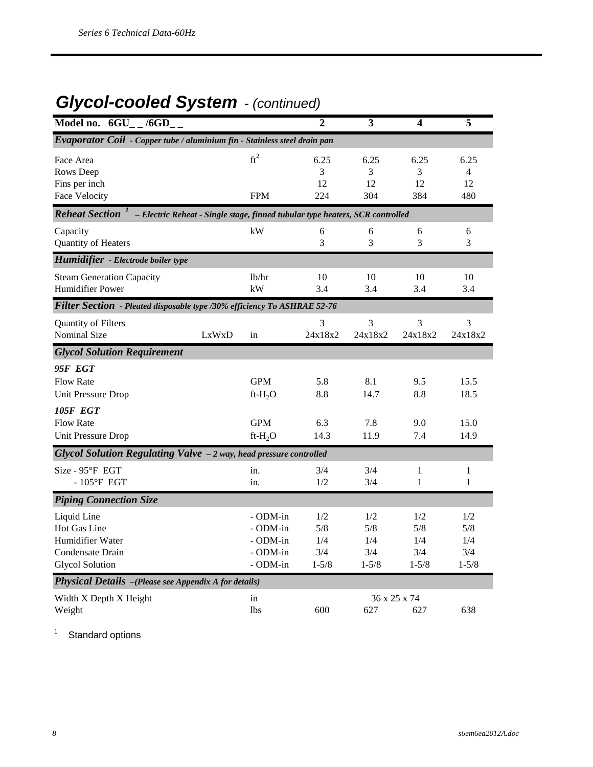# *Glycol-cooled System* - *(continued)*

| Model no. 6GU_ _/6GD_ _ | | | 2 | 3 | 4 | 5 |
|---|---|---|---|---|---|---|
| ***Evaporator Coil*** *- Copper tube / aluminium fin - Stainless steel drain pan* | | | | | | |
| Face Area | | $ft^2$ | 6.25 | 6.25 | 6.25 | 6.25 |
| Rows Deep | | | 3 | 3 | 3 | 4 |
| Fins per inch | | | 12 | 12 | 12 | 12 |
| Face Velocity | | FPM | 224 | 304 | 384 | 480 |
| ***Reheat Section*** [1] *– Electric Reheat - Single stage, finned tubular type heaters, SCR controlled* | | | | | | |
| Capacity | | kW | 6 | 6 | 6 | 6 |
| Quantity of Heaters | | | 3 | 3 | 3 | 3 |
| ***Humidifier*** *- Electrode boiler type* | | | | | | |
| Steam Generation Capacity | | lb/hr | 10 | 10 | 10 | 10 |
| Humidifier Power | | kW | 3.4 | 3.4 | 3.4 | 3.4 |
| ***Filter Section*** *- Pleated disposable type /30% efficiency To ASHRAE 52-76* | | | | | | |
| Quantity of Filters | | | 3 | 3 | 3 | 3 |
| Nominal Size | LxWxD | in | 24x18x2 | 24x18x2 | 24x18x2 | 24x18x2 |
| ***Glycol Solution Requirement*** | | | | | | |
| ***95F EGT*** | | | | | | |
| Flow Rate | | GPM | 5.8 | 8.1 | 9.5 | 15.5 |
| Unit Pressure Drop | | ft-$H_2O$ | 8.8 | 14.7 | 8.8 | 18.5 |
| ***105F EGT*** | | | | | | |
| Flow Rate | | GPM | 6.3 | 7.8 | 9.0 | 15.0 |
| Unit Pressure Drop | | ft-$H_2O$ | 14.3 | 11.9 | 7.4 | 14.9 |
| ***Glycol Solution Regulating Valve*** *– 2 way, head pressure controlled* | | | | | | |
| Size - 95°F EGT | | in. | 3/4 | 3/4 | 1 | 1 |
| - 105°F EGT | | in. | 1/2 | 3/4 | 1 | 1 |
| ***Piping Connection Size*** | | | | | | |
| Liquid Line | | - ODM-in | 1/2 | 1/2 | 1/2 | 1/2 |
| Hot Gas Line | | - ODM-in | 5/8 | 5/8 | 5/8 | 5/8 |
| Humidifier Water | | - ODM-in | 1/4 | 1/4 | 1/4 | 1/4 |
| Condensate Drain | | - ODM-in | 3/4 | 3/4 | 3/4 | 3/4 |
| Glycol Solution | | - ODM-in | 1-5/8 | 1-5/8 | 1-5/8 | 1-5/8 |
| ***Physical Details*** *–(Please see Appendix A for details)* | | | | | | |
| Width X Depth X Height | | in | 36 x 25 x 74 | | | |
| Weight | | lbs | 600 | 627 | 627 | 638 |

[1] Standard options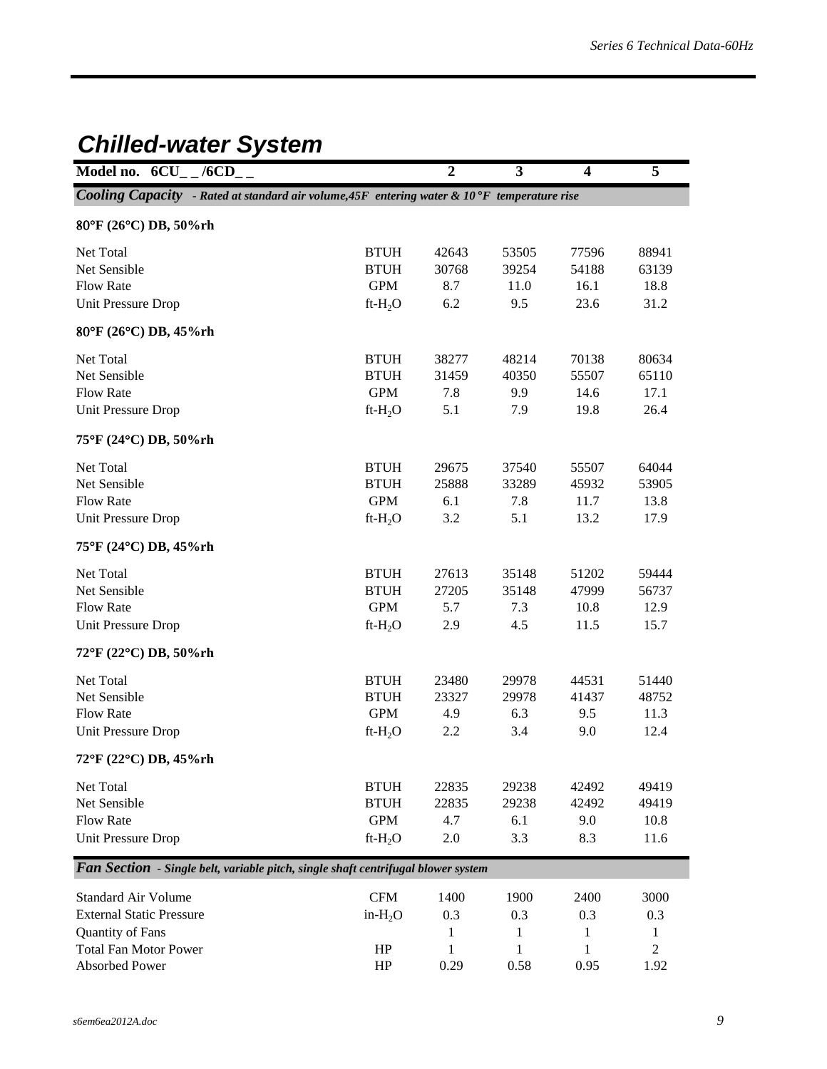## Chilled-water System

| Model no. 6CU_ _/6CD_ _ | | 2 | 3 | 4 | 5 |
|---|---|---|---|---|---|
| ***Cooling Capacity*** *- Rated at standard air volume,45F entering water & 10 °F temperature rise* | | | | | |
| **80°F (26°C) DB, 50%rh** | | | | | |
| Net Total | BTUH | 42643 | 53505 | 77596 | 88941 |
| Net Sensible | BTUH | 30768 | 39254 | 54188 | 63139 |
| Flow Rate | GPM | 8.7 | 11.0 | 16.1 | 18.8 |
| Unit Pressure Drop | ft-$H_2O$ | 6.2 | 9.5 | 23.6 | 31.2 |
| **80°F (26°C) DB, 45%rh** | | | | | |
| Net Total | BTUH | 38277 | 48214 | 70138 | 80634 |
| Net Sensible | BTUH | 31459 | 40350 | 55507 | 65110 |
| Flow Rate | GPM | 7.8 | 9.9 | 14.6 | 17.1 |
| Unit Pressure Drop | ft-$H_2O$ | 5.1 | 7.9 | 19.8 | 26.4 |
| **75°F (24°C) DB, 50%rh** | | | | | |
| Net Total | BTUH | 29675 | 37540 | 55507 | 64044 |
| Net Sensible | BTUH | 25888 | 33289 | 45932 | 53905 |
| Flow Rate | GPM | 6.1 | 7.8 | 11.7 | 13.8 |
| Unit Pressure Drop | ft-$H_2O$ | 3.2 | 5.1 | 13.2 | 17.9 |
| **75°F (24°C) DB, 45%rh** | | | | | |
| Net Total | BTUH | 27613 | 35148 | 51202 | 59444 |
| Net Sensible | BTUH | 27205 | 35148 | 47999 | 56737 |
| Flow Rate | GPM | 5.7 | 7.3 | 10.8 | 12.9 |
| Unit Pressure Drop | ft-$H_2O$ | 2.9 | 4.5 | 11.5 | 15.7 |
| **72°F (22°C) DB, 50%rh** | | | | | |
| Net Total | BTUH | 23480 | 29978 | 44531 | 51440 |
| Net Sensible | BTUH | 23327 | 29978 | 41437 | 48752 |
| Flow Rate | GPM | 4.9 | 6.3 | 9.5 | 11.3 |
| Unit Pressure Drop | ft-$H_2O$ | 2.2 | 3.4 | 9.0 | 12.4 |
| **72°F (22°C) DB, 45%rh** | | | | | |
| Net Total | BTUH | 22835 | 29238 | 42492 | 49419 |
| Net Sensible | BTUH | 22835 | 29238 | 42492 | 49419 |
| Flow Rate | GPM | 4.7 | 6.1 | 9.0 | 10.8 |
| Unit Pressure Drop | ft-$H_2O$ | 2.0 | 3.3 | 8.3 | 11.6 |
| ***Fan Section*** *- Single belt, variable pitch, single shaft centrifugal blower system* | | | | | |
| Standard Air Volume | CFM | 1400 | 1900 | 2400 | 3000 |
| External Static Pressure | in-$H_2O$ | 0.3 | 0.3 | 0.3 | 0.3 |
| Quantity of Fans | | 1 | 1 | 1 | 1 |
| Total Fan Motor Power | HP | 1 | 1 | 1 | 2 |
| Absorbed Power | HP | 0.29 | 0.58 | 0.95 | 1.92 |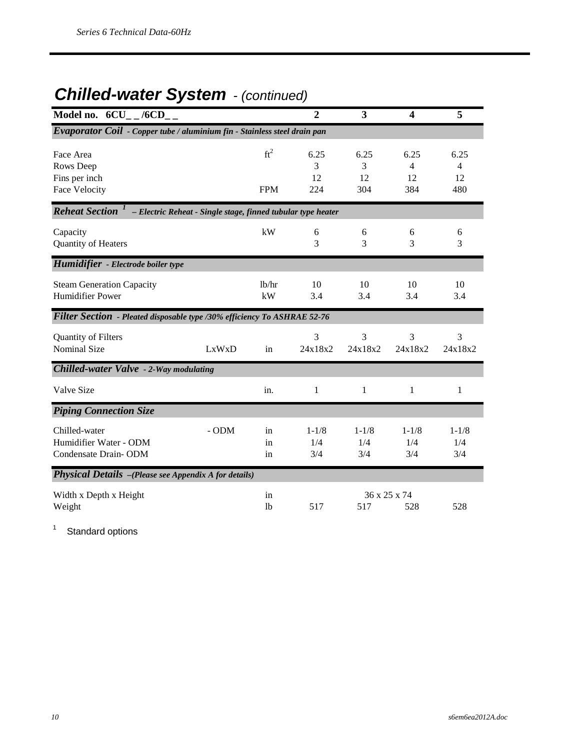## *Chilled-water System* - *(continued)*

| Model no. 6CU_ _ /6CD_ _ | | | 2 | 3 | 4 | 5 |
|---|---|---|---|---|---|---|
| ***Evaporator Coil*** *- Copper tube / aluminium fin - Stainless steel drain pan* | | | | | | |
| Face Area | | $ft^2$ | 6.25 | 6.25 | 6.25 | 6.25 |
| Rows Deep | | | 3 | 3 | 4 | 4 |
| Fins per inch | | | 12 | 12 | 12 | 12 |
| Face Velocity | | FPM | 224 | 304 | 384 | 480 |
| ***Reheat Section*** [1] *– Electric Reheat - Single stage, finned tubular type heater* | | | | | | |
| Capacity | | kW | 6 | 6 | 6 | 6 |
| Quantity of Heaters | | | 3 | 3 | 3 | 3 |
| ***Humidifier*** *- Electrode boiler type* | | | | | | |
| Steam Generation Capacity | | lb/hr | 10 | 10 | 10 | 10 |
| Humidifier Power | | kW | 3.4 | 3.4 | 3.4 | 3.4 |
| ***Filter Section*** *- Pleated disposable type /30% efficiency To ASHRAE 52-76* | | | | | | |
| Quantity of Filters | | | 3 | 3 | 3 | 3 |
| Nominal Size | LxWxD | in | 24x18x2 | 24x18x2 | 24x18x2 | 24x18x2 |
| ***Chilled-water Valve*** *- 2-Way modulating* | | | | | | |
| Valve Size | | in. | 1 | 1 | 1 | 1 |
| ***Piping Connection Size*** | | | | | | |
| Chilled-water | - ODM | in | 1-1/8 | 1-1/8 | 1-1/8 | 1-1/8 |
| Humidifier Water - ODM | | in | 1/4 | 1/4 | 1/4 | 1/4 |
| Condensate Drain- ODM | | in | 3/4 | 3/4 | 3/4 | 3/4 |
| ***Physical Details*** *–(Please see Appendix A for details)* | | | | | | |
| Width x Depth x Height | | in | 36 x 25 x 74 | | | |
| Weight | | lb | 517 | 517 | 528 | 528 |

[1] Standard options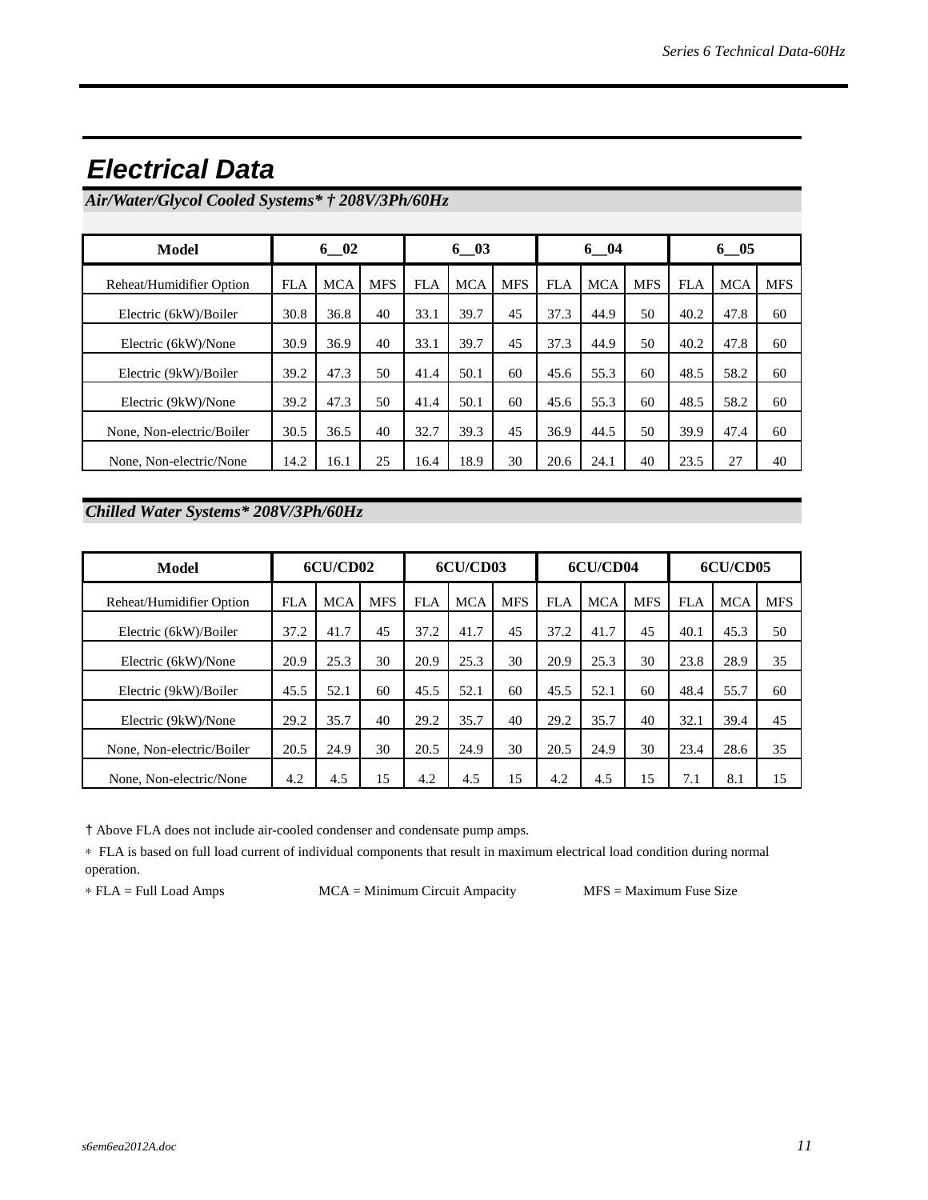# Electrical Data

## *Air/Water/Glycol Cooled Systems* † 208V/3Ph/60Hz*

| Model | 6__02 | | | 6__03 | | | 6__04 | | | 6__05 | | |
|---|---|---|---|---|---|---|---|---|---|---|---|---|
| Reheat/Humidifier Option | FLA | MCA | MFS | FLA | MCA | MFS | FLA | MCA | MFS | FLA | MCA | MFS |
| Electric (6kW)/Boiler | 30.8 | 36.8 | 40 | 33.1 | 39.7 | 45 | 37.3 | 44.9 | 50 | 40.2 | 47.8 | 60 |
| Electric (6kW)/None | 30.9 | 36.9 | 40 | 33.1 | 39.7 | 45 | 37.3 | 44.9 | 50 | 40.2 | 47.8 | 60 |
| Electric (9kW)/Boiler | 39.2 | 47.3 | 50 | 41.4 | 50.1 | 60 | 45.6 | 55.3 | 60 | 48.5 | 58.2 | 60 |
| Electric (9kW)/None | 39.2 | 47.3 | 50 | 41.4 | 50.1 | 60 | 45.6 | 55.3 | 60 | 48.5 | 58.2 | 60 |
| None, Non-electric/Boiler | 30.5 | 36.5 | 40 | 32.7 | 39.3 | 45 | 36.9 | 44.5 | 50 | 39.9 | 47.4 | 60 |
| None, Non-electric/None | 14.2 | 16.1 | 25 | 16.4 | 18.9 | 30 | 20.6 | 24.1 | 40 | 23.5 | 27 | 40 |

## *Chilled Water Systems* 208V/3Ph/60Hz*

| Model | 6CU/CD02 | | | 6CU/CD03 | | | 6CU/CD04 | | | 6CU/CD05 | | |
|---|---|---|---|---|---|---|---|---|---|---|---|---|
| Reheat/Humidifier Option | FLA | MCA | MFS | FLA | MCA | MFS | FLA | MCA | MFS | FLA | MCA | MFS |
| Electric (6kW)/Boiler | 37.2 | 41.7 | 45 | 37.2 | 41.7 | 45 | 37.2 | 41.7 | 45 | 40.1 | 45.3 | 50 |
| Electric (6kW)/None | 20.9 | 25.3 | 30 | 20.9 | 25.3 | 30 | 20.9 | 25.3 | 30 | 23.8 | 28.9 | 35 |
| Electric (9kW)/Boiler | 45.5 | 52.1 | 60 | 45.5 | 52.1 | 60 | 45.5 | 52.1 | 60 | 48.4 | 55.7 | 60 |
| Electric (9kW)/None | 29.2 | 35.7 | 40 | 29.2 | 35.7 | 40 | 29.2 | 35.7 | 40 | 32.1 | 39.4 | 45 |
| None, Non-electric/Boiler | 20.5 | 24.9 | 30 | 20.5 | 24.9 | 30 | 20.5 | 24.9 | 30 | 23.4 | 28.6 | 35 |
| None, Non-electric/None | 4.2 | 4.5 | 15 | 4.2 | 4.5 | 15 | 4.2 | 4.5 | 15 | 7.1 | 8.1 | 15 |

† Above FLA does not include air-cooled condenser and condensate pump amps.

* FLA is based on full load current of individual components that result in maximum electrical load condition during normal operation.

* FLA = Full Load Amps MCA = Minimum Circuit Ampacity MFS = Maximum Fuse Size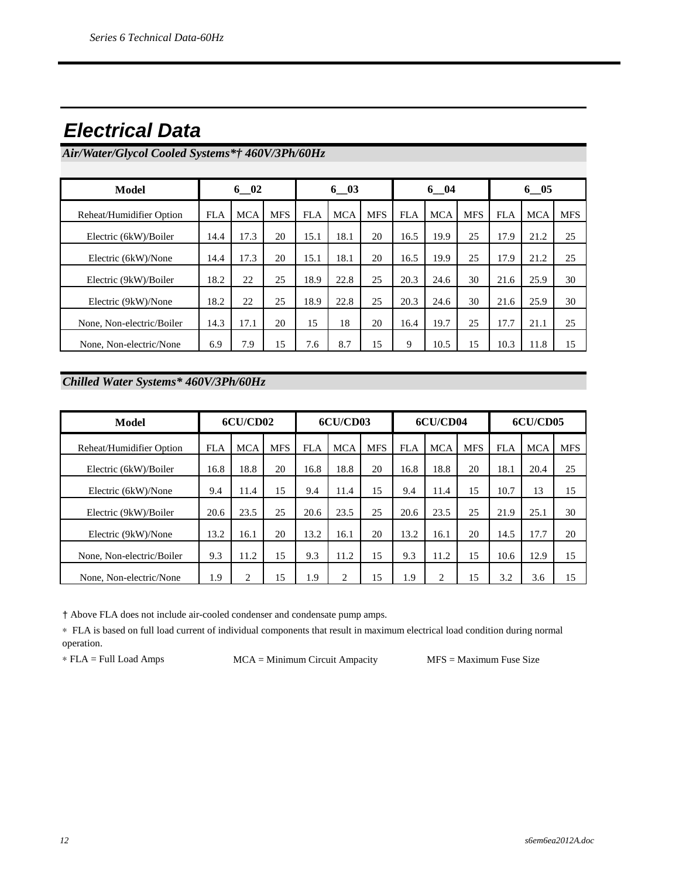# Electrical Data

### Air/Water/Glycol Cooled Systems*† 460V/3Ph/60Hz

| Model | 6__02 | | | 6__03 | | | 6__04 | | | 6__05 | | |
|---|---|---|---|---|---|---|---|---|---|---|---|---|
| Reheat/Humidifier Option | FLA | MCA | MFS | FLA | MCA | MFS | FLA | MCA | MFS | FLA | MCA | MFS |
| Electric (6kW)/Boiler | 14.4 | 17.3 | 20 | 15.1 | 18.1 | 20 | 16.5 | 19.9 | 25 | 17.9 | 21.2 | 25 |
| Electric (6kW)/None | 14.4 | 17.3 | 20 | 15.1 | 18.1 | 20 | 16.5 | 19.9 | 25 | 17.9 | 21.2 | 25 |
| Electric (9kW)/Boiler | 18.2 | 22 | 25 | 18.9 | 22.8 | 25 | 20.3 | 24.6 | 30 | 21.6 | 25.9 | 30 |
| Electric (9kW)/None | 18.2 | 22 | 25 | 18.9 | 22.8 | 25 | 20.3 | 24.6 | 30 | 21.6 | 25.9 | 30 |
| None, Non-electric/Boiler | 14.3 | 17.1 | 20 | 15 | 18 | 20 | 16.4 | 19.7 | 25 | 17.7 | 21.1 | 25 |
| None, Non-electric/None | 6.9 | 7.9 | 15 | 7.6 | 8.7 | 15 | 9 | 10.5 | 15 | 10.3 | 11.8 | 15 |

### Chilled Water Systems* 460V/3Ph/60Hz

| Model | 6CU/CD02 | | | 6CU/CD03 | | | 6CU/CD04 | | | 6CU/CD05 | | |
|---|---|---|---|---|---|---|---|---|---|---|---|---|
| Reheat/Humidifier Option | FLA | MCA | MFS | FLA | MCA | MFS | FLA | MCA | MFS | FLA | MCA | MFS |
| Electric (6kW)/Boiler | 16.8 | 18.8 | 20 | 16.8 | 18.8 | 20 | 16.8 | 18.8 | 20 | 18.1 | 20.4 | 25 |
| Electric (6kW)/None | 9.4 | 11.4 | 15 | 9.4 | 11.4 | 15 | 9.4 | 11.4 | 15 | 10.7 | 13 | 15 |
| Electric (9kW)/Boiler | 20.6 | 23.5 | 25 | 20.6 | 23.5 | 25 | 20.6 | 23.5 | 25 | 21.9 | 25.1 | 30 |
| Electric (9kW)/None | 13.2 | 16.1 | 20 | 13.2 | 16.1 | 20 | 13.2 | 16.1 | 20 | 14.5 | 17.7 | 20 |
| None, Non-electric/Boiler | 9.3 | 11.2 | 15 | 9.3 | 11.2 | 15 | 9.3 | 11.2 | 15 | 10.6 | 12.9 | 15 |
| None, Non-electric/None | 1.9 | 2 | 15 | 1.9 | 2 | 15 | 1.9 | 2 | 15 | 3.2 | 3.6 | 15 |

† Above FLA does not include air-cooled condenser and condensate pump amps.

* FLA is based on full load current of individual components that result in maximum electrical load condition during normal operation.

* FLA = Full Load Amps MCA = Minimum Circuit Ampacity MFS = Maximum Fuse Size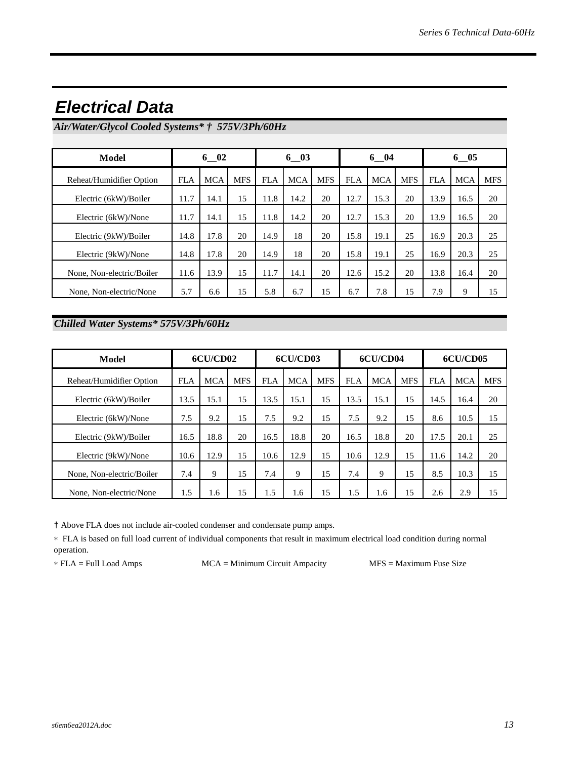## Electrical Data

### *Air/Water/Glycol Cooled Systems* † 575V/3Ph/60Hz*

| Model | 6__02 | | | 6__03 | | | 6__04 | | | 6__05 | | |
|---|---|---|---|---|---|---|---|---|---|---|---|---|
| Reheat/Humidifier Option | FLA | MCA | MFS | FLA | MCA | MFS | FLA | MCA | MFS | FLA | MCA | MFS |
| Electric (6kW)/Boiler | 11.7 | 14.1 | 15 | 11.8 | 14.2 | 20 | 12.7 | 15.3 | 20 | 13.9 | 16.5 | 20 |
| Electric (6kW)/None | 11.7 | 14.1 | 15 | 11.8 | 14.2 | 20 | 12.7 | 15.3 | 20 | 13.9 | 16.5 | 20 |
| Electric (9kW)/Boiler | 14.8 | 17.8 | 20 | 14.9 | 18 | 20 | 15.8 | 19.1 | 25 | 16.9 | 20.3 | 25 |
| Electric (9kW)/None | 14.8 | 17.8 | 20 | 14.9 | 18 | 20 | 15.8 | 19.1 | 25 | 16.9 | 20.3 | 25 |
| None, Non-electric/Boiler | 11.6 | 13.9 | 15 | 11.7 | 14.1 | 20 | 12.6 | 15.2 | 20 | 13.8 | 16.4 | 20 |
| None, Non-electric/None | 5.7 | 6.6 | 15 | 5.8 | 6.7 | 15 | 6.7 | 7.8 | 15 | 7.9 | 9 | 15 |

### *Chilled Water Systems* 575V/3Ph/60Hz*

| Model | 6CU/CD02 | | | 6CU/CD03 | | | 6CU/CD04 | | | 6CU/CD05 | | |
|---|---|---|---|---|---|---|---|---|---|---|---|---|
| Reheat/Humidifier Option | FLA | MCA | MFS | FLA | MCA | MFS | FLA | MCA | MFS | FLA | MCA | MFS |
| Electric (6kW)/Boiler | 13.5 | 15.1 | 15 | 13.5 | 15.1 | 15 | 13.5 | 15.1 | 15 | 14.5 | 16.4 | 20 |
| Electric (6kW)/None | 7.5 | 9.2 | 15 | 7.5 | 9.2 | 15 | 7.5 | 9.2 | 15 | 8.6 | 10.5 | 15 |
| Electric (9kW)/Boiler | 16.5 | 18.8 | 20 | 16.5 | 18.8 | 20 | 16.5 | 18.8 | 20 | 17.5 | 20.1 | 25 |
| Electric (9kW)/None | 10.6 | 12.9 | 15 | 10.6 | 12.9 | 15 | 10.6 | 12.9 | 15 | 11.6 | 14.2 | 20 |
| None, Non-electric/Boiler | 7.4 | 9 | 15 | 7.4 | 9 | 15 | 7.4 | 9 | 15 | 8.5 | 10.3 | 15 |
| None, Non-electric/None | 1.5 | 1.6 | 15 | 1.5 | 1.6 | 15 | 1.5 | 1.6 | 15 | 2.6 | 2.9 | 15 |

† Above FLA does not include air-cooled condenser and condensate pump amps.

* FLA is based on full load current of individual components that result in maximum electrical load condition during normal operation.

* FLA = Full Load Amps    MCA = Minimum Circuit Ampacity    MFS = Maximum Fuse Size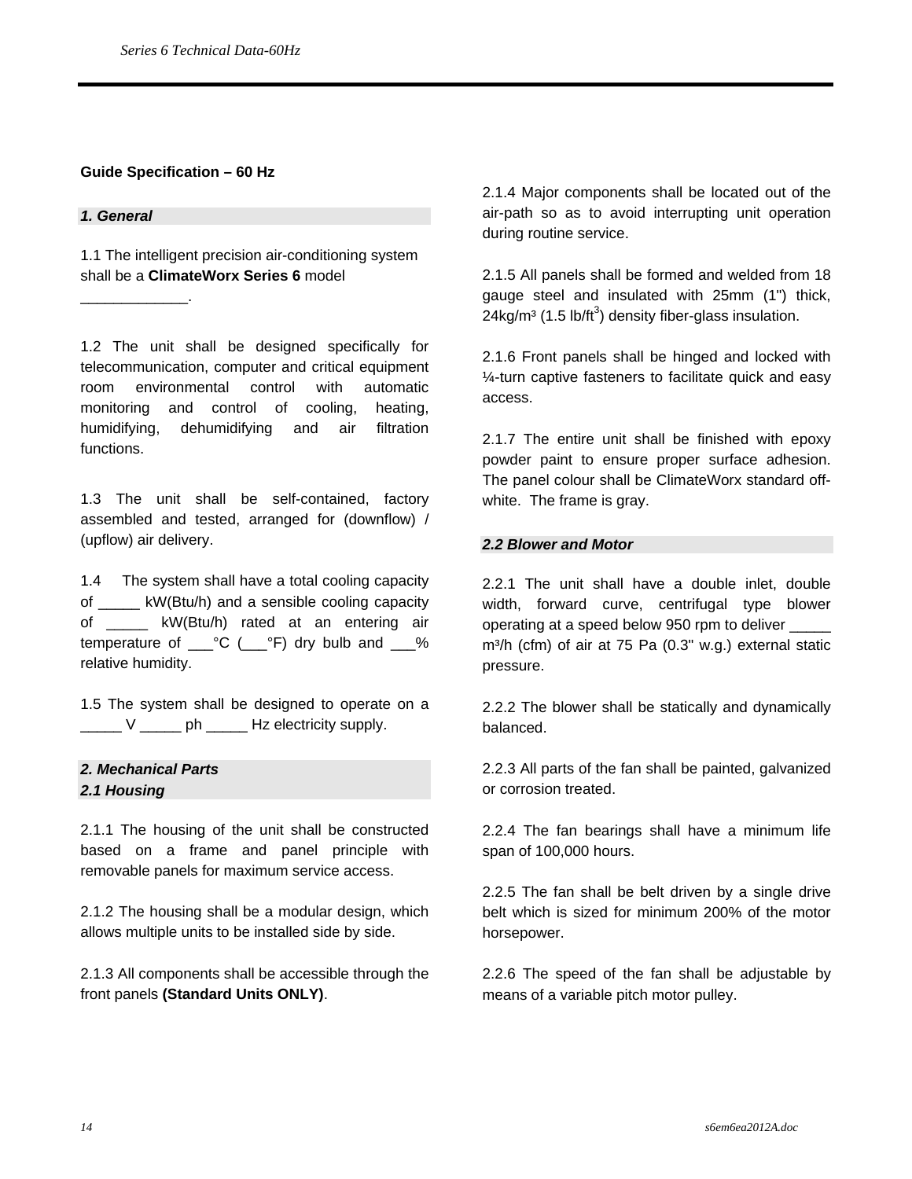## Guide Specification – 60 Hz

### *1. General*

1.1 The intelligent precision air-conditioning system shall be a **ClimateWorx Series 6** model _____________.

1.2 The unit shall be designed specifically for telecommunication, computer and critical equipment room environmental control with automatic monitoring and control of cooling, heating, humidifying, dehumidifying and air filtration functions.

1.3 The unit shall be self-contained, factory assembled and tested, arranged for (downflow) / (upflow) air delivery.

1.4 The system shall have a total cooling capacity of _____ kW(Btu/h) and a sensible cooling capacity of _____ kW(Btu/h) rated at an entering air temperature of ___°C (___°F) dry bulb and ___% relative humidity.

1.5 The system shall be designed to operate on a _____ V _____ ph _____ Hz electricity supply.

### *2. Mechanical Parts*

#### *2.1 Housing*

2.1.1 The housing of the unit shall be constructed based on a frame and panel principle with removable panels for maximum service access.

2.1.2 The housing shall be a modular design, which allows multiple units to be installed side by side.

2.1.3 All components shall be accessible through the front panels **(Standard Units ONLY)**.

2.1.4 Major components shall be located out of the air-path so as to avoid interrupting unit operation during routine service.

2.1.5 All panels shall be formed and welded from 18 gauge steel and insulated with 25mm (1") thick, 24kg/m³ (1.5 lb/ft³) density fiber-glass insulation.

2.1.6 Front panels shall be hinged and locked with ¼-turn captive fasteners to facilitate quick and easy access.

2.1.7 The entire unit shall be finished with epoxy powder paint to ensure proper surface adhesion. The panel colour shall be ClimateWorx standard off-white. The frame is gray.

#### *2.2 Blower and Motor*

2.2.1 The unit shall have a double inlet, double width, forward curve, centrifugal type blower operating at a speed below 950 rpm to deliver _____ m³/h (cfm) of air at 75 Pa (0.3" w.g.) external static pressure.

2.2.2 The blower shall be statically and dynamically balanced.

2.2.3 All parts of the fan shall be painted, galvanized or corrosion treated.

2.2.4 The fan bearings shall have a minimum life span of 100,000 hours.

2.2.5 The fan shall be belt driven by a single drive belt which is sized for minimum 200% of the motor horsepower.

2.2.6 The speed of the fan shall be adjustable by means of a variable pitch motor pulley.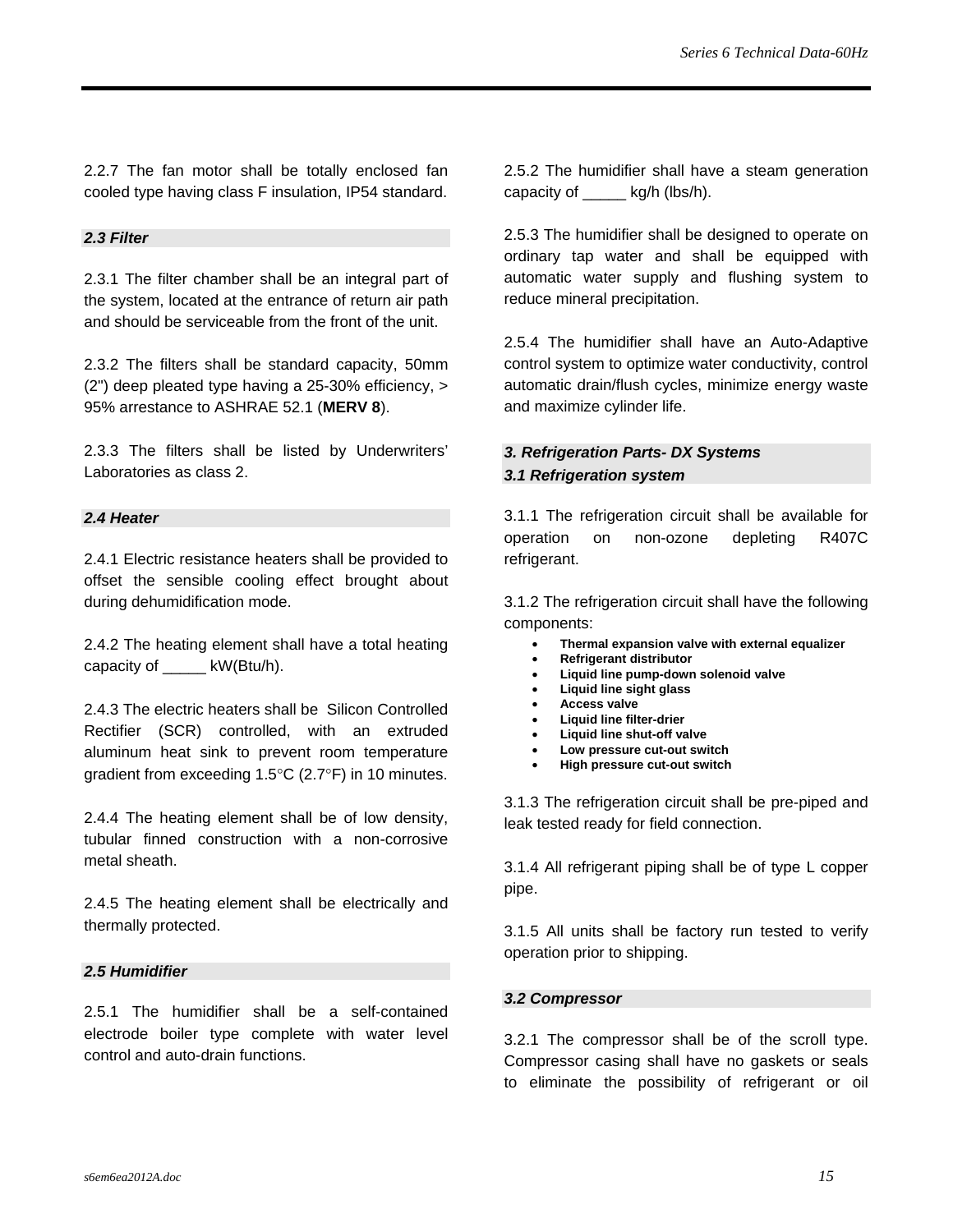2.2.7 The fan motor shall be totally enclosed fan cooled type having class F insulation, IP54 standard.

### *2.3 Filter*

2.3.1 The filter chamber shall be an integral part of the system, located at the entrance of return air path and should be serviceable from the front of the unit.

2.3.2 The filters shall be standard capacity, 50mm (2") deep pleated type having a 25-30% efficiency, > 95% arrestance to ASHRAE 52.1 (**MERV 8**).

2.3.3 The filters shall be listed by Underwriters' Laboratories as class 2.

### *2.4 Heater*

2.4.1 Electric resistance heaters shall be provided to offset the sensible cooling effect brought about during dehumidification mode.

2.4.2 The heating element shall have a total heating capacity of _____ kW(Btu/h).

2.4.3 The electric heaters shall be Silicon Controlled Rectifier (SCR) controlled, with an extruded aluminum heat sink to prevent room temperature gradient from exceeding 1.5°C (2.7°F) in 10 minutes.

2.4.4 The heating element shall be of low density, tubular finned construction with a non-corrosive metal sheath.

2.4.5 The heating element shall be electrically and thermally protected.

### *2.5 Humidifier*

2.5.1 The humidifier shall be a self-contained electrode boiler type complete with water level control and auto-drain functions.

2.5.2 The humidifier shall have a steam generation capacity of _____ kg/h (lbs/h).

2.5.3 The humidifier shall be designed to operate on ordinary tap water and shall be equipped with automatic water supply and flushing system to reduce mineral precipitation.

2.5.4 The humidifier shall have an Auto-Adaptive control system to optimize water conductivity, control automatic drain/flush cycles, minimize energy waste and maximize cylinder life.

## *3. Refrigeration Parts- DX Systems*

### *3.1 Refrigeration system*

3.1.1 The refrigeration circuit shall be available for operation on non-ozone depleting R407C refrigerant.

3.1.2 The refrigeration circuit shall have the following components:

- **Thermal expansion valve with external equalizer**
- **Refrigerant distributor**
- **Liquid line pump-down solenoid valve**
- **Liquid line sight glass**
- **Access valve**
- **Liquid line filter-drier**
- **Liquid line shut-off valve**
- **Low pressure cut-out switch**
- **High pressure cut-out switch**

3.1.3 The refrigeration circuit shall be pre-piped and leak tested ready for field connection.

3.1.4 All refrigerant piping shall be of type L copper pipe.

3.1.5 All units shall be factory run tested to verify operation prior to shipping.

### *3.2 Compressor*

3.2.1 The compressor shall be of the scroll type. Compressor casing shall have no gaskets or seals to eliminate the possibility of refrigerant or oil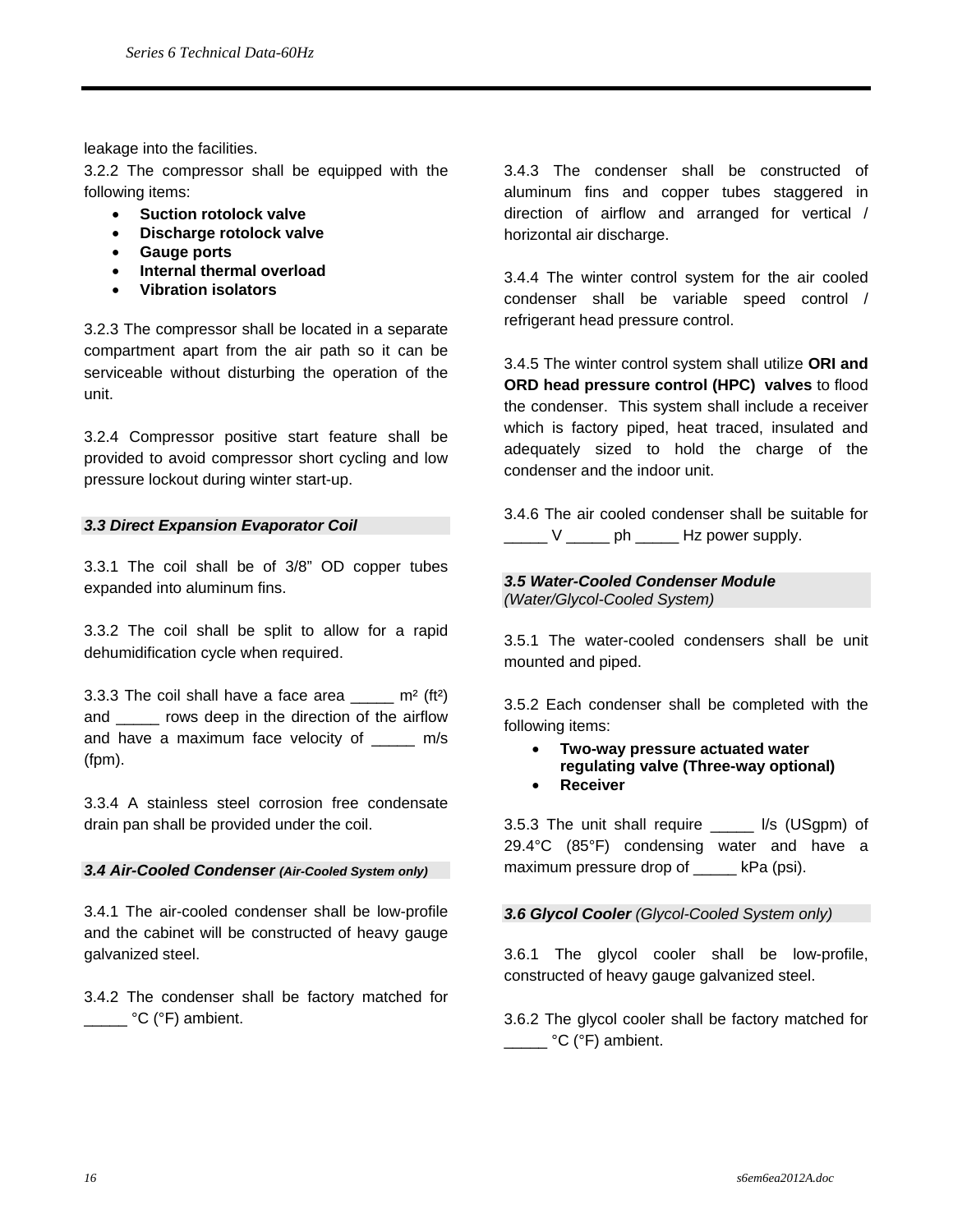leakage into the facilities.

3.2.2 The compressor shall be equipped with the following items:

- **Suction rotolock valve**
- **Discharge rotolock valve**
- **Gauge ports**
- **Internal thermal overload**
- **Vibration isolators**

3.2.3 The compressor shall be located in a separate compartment apart from the air path so it can be serviceable without disturbing the operation of the unit.

3.2.4 Compressor positive start feature shall be provided to avoid compressor short cycling and low pressure lockout during winter start-up.

### *3.3 Direct Expansion Evaporator Coil*

3.3.1 The coil shall be of 3/8" OD copper tubes expanded into aluminum fins.

3.3.2 The coil shall be split to allow for a rapid dehumidification cycle when required.

3.3.3 The coil shall have a face area _____ m² (ft²) and _____ rows deep in the direction of the airflow and have a maximum face velocity of _____ m/s (fpm).

3.3.4 A stainless steel corrosion free condensate drain pan shall be provided under the coil.

### *3.4 Air-Cooled Condenser (Air-Cooled System only)*

3.4.1 The air-cooled condenser shall be low-profile and the cabinet will be constructed of heavy gauge galvanized steel.

3.4.2 The condenser shall be factory matched for _____ °C (°F) ambient.

3.4.3 The condenser shall be constructed of aluminum fins and copper tubes staggered in direction of airflow and arranged for vertical / horizontal air discharge.

3.4.4 The winter control system for the air cooled condenser shall be variable speed control / refrigerant head pressure control.

3.4.5 The winter control system shall utilize **ORI and ORD head pressure control (HPC) valves** to flood the condenser. This system shall include a receiver which is factory piped, heat traced, insulated and adequately sized to hold the charge of the condenser and the indoor unit.

3.4.6 The air cooled condenser shall be suitable for _____ V _____ ph _____ Hz power supply.

### *3.5 Water-Cooled Condenser Module*
*(Water/Glycol-Cooled System)*

3.5.1 The water-cooled condensers shall be unit mounted and piped.

3.5.2 Each condenser shall be completed with the following items:

- **Two-way pressure actuated water regulating valve (Three-way optional)**
- **Receiver**

3.5.3 The unit shall require _____ l/s (USgpm) of 29.4°C (85°F) condensing water and have a maximum pressure drop of _____ kPa (psi).

### *3.6 Glycol Cooler (Glycol-Cooled System only)*

3.6.1 The glycol cooler shall be low-profile, constructed of heavy gauge galvanized steel.

3.6.2 The glycol cooler shall be factory matched for _____ °C (°F) ambient.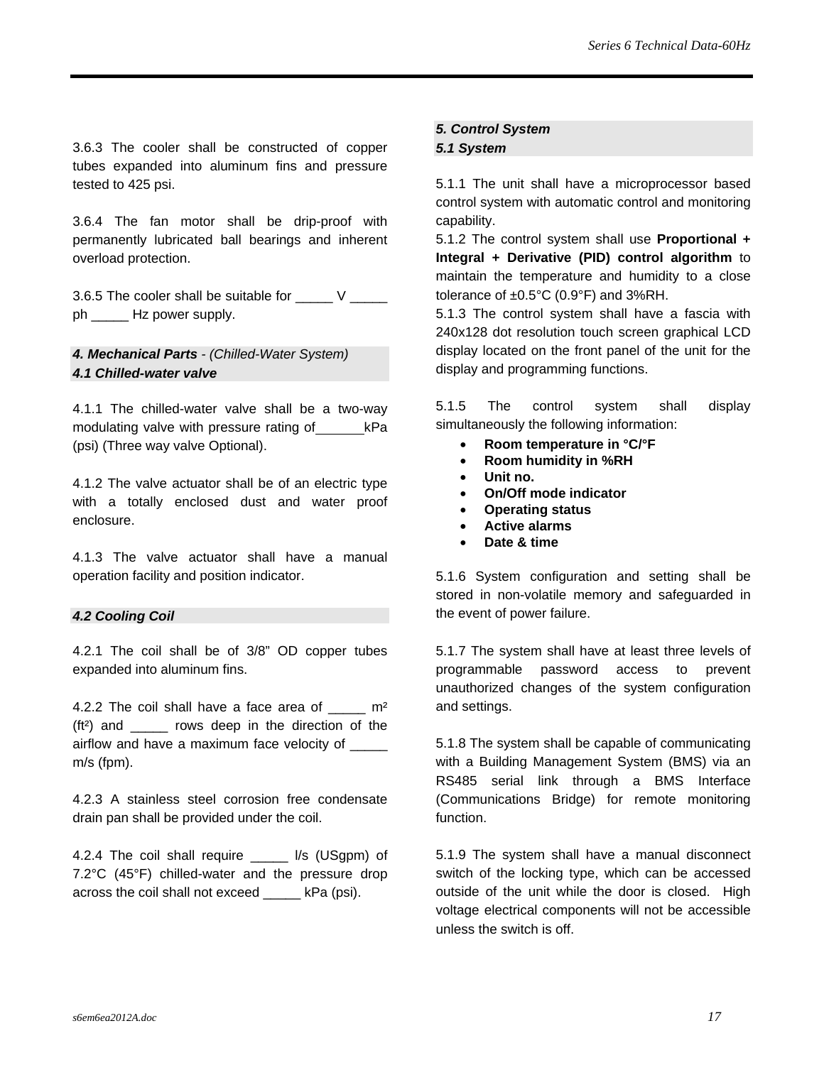3.6.3 The cooler shall be constructed of copper tubes expanded into aluminum fins and pressure tested to 425 psi.

3.6.4 The fan motor shall be drip-proof with permanently lubricated ball bearings and inherent overload protection.

3.6.5 The cooler shall be suitable for _____ V _____ ph _____ Hz power supply.

### ***4. Mechanical Parts*** *- (Chilled-Water System)*
### ***4.1 Chilled-water valve***

4.1.1 The chilled-water valve shall be a two-way modulating valve with pressure rating of______kPa (psi) (Three way valve Optional).

4.1.2 The valve actuator shall be of an electric type with a totally enclosed dust and water proof enclosure.

4.1.3 The valve actuator shall have a manual operation facility and position indicator.

### ***4.2 Cooling Coil***

4.2.1 The coil shall be of 3/8" OD copper tubes expanded into aluminum fins.

4.2.2 The coil shall have a face area of _____ m² (ft²) and _____ rows deep in the direction of the airflow and have a maximum face velocity of _____ m/s (fpm).

4.2.3 A stainless steel corrosion free condensate drain pan shall be provided under the coil.

4.2.4 The coil shall require _____ l/s (USgpm) of 7.2°C (45°F) chilled-water and the pressure drop across the coil shall not exceed _____ kPa (psi).

### ***5. Control System***
### ***5.1 System***

5.1.1 The unit shall have a microprocessor based control system with automatic control and monitoring capability.
5.1.2 The control system shall use **Proportional + Integral + Derivative (PID) control algorithm** to maintain the temperature and humidity to a close tolerance of ±0.5°C (0.9°F) and 3%RH.
5.1.3 The control system shall have a fascia with 240x128 dot resolution touch screen graphical LCD display located on the front panel of the unit for the display and programming functions.

5.1.5 The control system shall display simultaneously the following information:

- **Room temperature in °C/°F**
- **Room humidity in %RH**
- **Unit no.**
- **On/Off mode indicator**
- **Operating status**
- **Active alarms**
- **Date & time**

5.1.6 System configuration and setting shall be stored in non-volatile memory and safeguarded in the event of power failure.

5.1.7 The system shall have at least three levels of programmable password access to prevent unauthorized changes of the system configuration and settings.

5.1.8 The system shall be capable of communicating with a Building Management System (BMS) via an RS485 serial link through a BMS Interface (Communications Bridge) for remote monitoring function.

5.1.9 The system shall have a manual disconnect switch of the locking type, which can be accessed outside of the unit while the door is closed. High voltage electrical components will not be accessible unless the switch is off.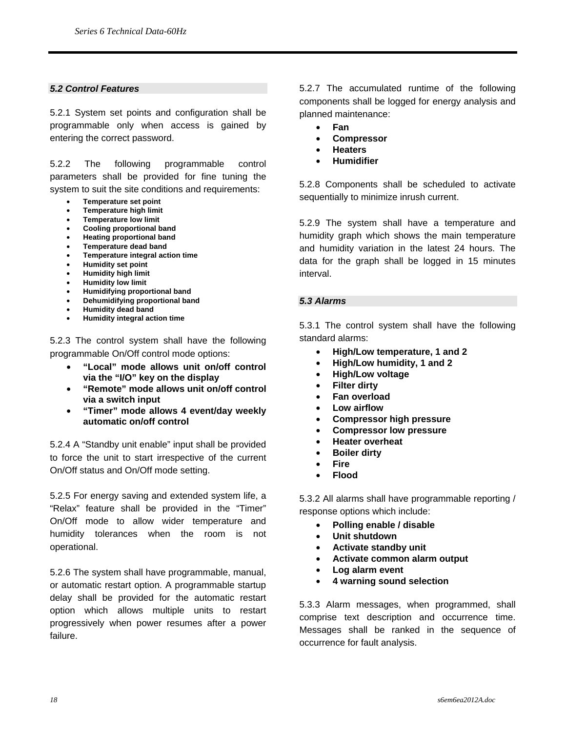### *5.2 Control Features*

5.2.1 System set points and configuration shall be programmable only when access is gained by entering the correct password.

5.2.2 The following programmable control parameters shall be provided for fine tuning the system to suit the site conditions and requirements:

- **Temperature set point**
- **Temperature high limit**
- **Temperature low limit**
- **Cooling proportional band**
- **Heating proportional band**
- **Temperature dead band**
- **Temperature integral action time**
- **Humidity set point**
- **Humidity high limit**
- **Humidity low limit**
- **Humidifying proportional band**
- **Dehumidifying proportional band**
- **Humidity dead band**
- **Humidity integral action time**

5.2.3 The control system shall have the following programmable On/Off control mode options:

- **"Local" mode allows unit on/off control via the "I/O" key on the display**
- **"Remote" mode allows unit on/off control via a switch input**
- **"Timer" mode allows 4 event/day weekly automatic on/off control**

5.2.4 A "Standby unit enable" input shall be provided to force the unit to start irrespective of the current On/Off status and On/Off mode setting.

5.2.5 For energy saving and extended system life, a "Relax" feature shall be provided in the "Timer" On/Off mode to allow wider temperature and humidity tolerances when the room is not operational.

5.2.6 The system shall have programmable, manual, or automatic restart option. A programmable startup delay shall be provided for the automatic restart option which allows multiple units to restart progressively when power resumes after a power failure.

5.2.7 The accumulated runtime of the following components shall be logged for energy analysis and planned maintenance:

- **Fan**
- **Compressor**
- **Heaters**
- **Humidifier**

5.2.8 Components shall be scheduled to activate sequentially to minimize inrush current.

5.2.9 The system shall have a temperature and humidity graph which shows the main temperature and humidity variation in the latest 24 hours. The data for the graph shall be logged in 15 minutes interval.

### *5.3 Alarms*

5.3.1 The control system shall have the following standard alarms:

- **High/Low temperature, 1 and 2**
- **High/Low humidity, 1 and 2**
- **High/Low voltage**
- **Filter dirty**
- **Fan overload**
- **Low airflow**
- **Compressor high pressure**
- **Compressor low pressure**
- **Heater overheat**
- **Boiler dirty**
- **Fire**
- **Flood**

5.3.2 All alarms shall have programmable reporting / response options which include:

- **Polling enable / disable**
- **Unit shutdown**
- **Activate standby unit**
- **Activate common alarm output**
- **Log alarm event**
- **4 warning sound selection**

5.3.3 Alarm messages, when programmed, shall comprise text description and occurrence time. Messages shall be ranked in the sequence of occurrence for fault analysis.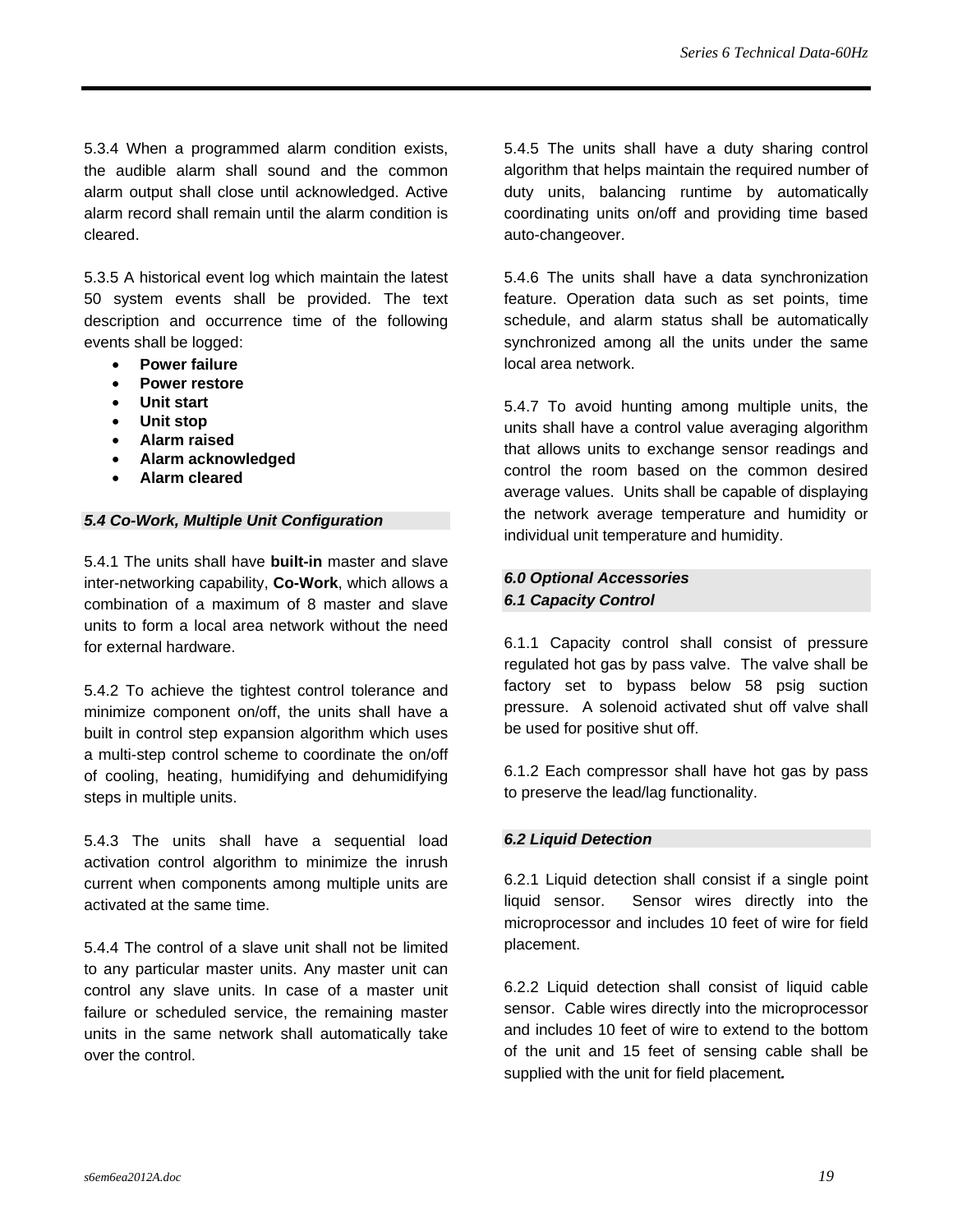5.3.4 When a programmed alarm condition exists, the audible alarm shall sound and the common alarm output shall close until acknowledged. Active alarm record shall remain until the alarm condition is cleared.

5.3.5 A historical event log which maintain the latest 50 system events shall be provided. The text description and occurrence time of the following events shall be logged:

- **Power failure**
- **Power restore**
- **Unit start**
- **Unit stop**
- **Alarm raised**
- **Alarm acknowledged**
- **Alarm cleared**

### *5.4 Co-Work, Multiple Unit Configuration*

5.4.1 The units shall have **built-in** master and slave inter-networking capability, **Co-Work**, which allows a combination of a maximum of 8 master and slave units to form a local area network without the need for external hardware.

5.4.2 To achieve the tightest control tolerance and minimize component on/off, the units shall have a built in control step expansion algorithm which uses a multi-step control scheme to coordinate the on/off of cooling, heating, humidifying and dehumidifying steps in multiple units.

5.4.3 The units shall have a sequential load activation control algorithm to minimize the inrush current when components among multiple units are activated at the same time.

5.4.4 The control of a slave unit shall not be limited to any particular master units. Any master unit can control any slave units. In case of a master unit failure or scheduled service, the remaining master units in the same network shall automatically take over the control.

5.4.5 The units shall have a duty sharing control algorithm that helps maintain the required number of duty units, balancing runtime by automatically coordinating units on/off and providing time based auto-changeover.

5.4.6 The units shall have a data synchronization feature. Operation data such as set points, time schedule, and alarm status shall be automatically synchronized among all the units under the same local area network.

5.4.7 To avoid hunting among multiple units, the units shall have a control value averaging algorithm that allows units to exchange sensor readings and control the room based on the common desired average values. Units shall be capable of displaying the network average temperature and humidity or individual unit temperature and humidity.

## *6.0 Optional Accessories*

### *6.1 Capacity Control*

6.1.1 Capacity control shall consist of pressure regulated hot gas by pass valve. The valve shall be factory set to bypass below 58 psig suction pressure. A solenoid activated shut off valve shall be used for positive shut off.

6.1.2 Each compressor shall have hot gas by pass to preserve the lead/lag functionality.

### *6.2 Liquid Detection*

6.2.1 Liquid detection shall consist if a single point liquid sensor. Sensor wires directly into the microprocessor and includes 10 feet of wire for field placement.

6.2.2 Liquid detection shall consist of liquid cable sensor. Cable wires directly into the microprocessor and includes 10 feet of wire to extend to the bottom of the unit and 15 feet of sensing cable shall be supplied with the unit for field placement.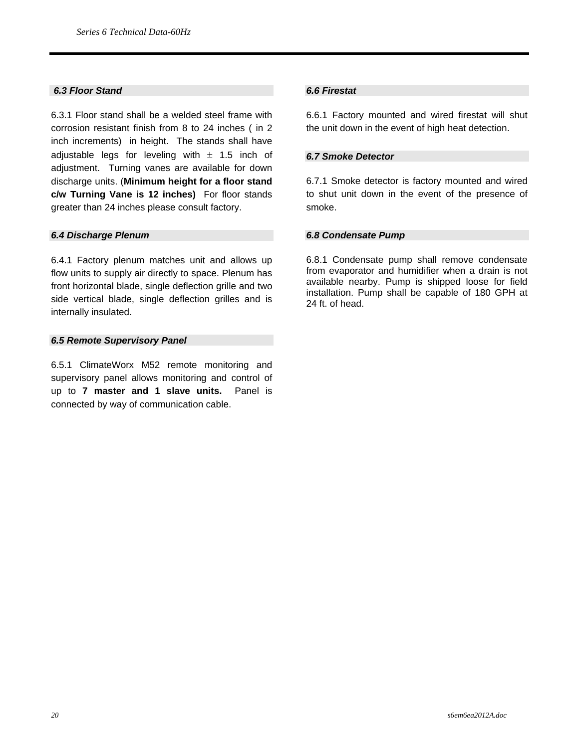### *6.3 Floor Stand*

6.3.1 Floor stand shall be a welded steel frame with corrosion resistant finish from 8 to 24 inches ( in 2 inch increments) in height. The stands shall have adjustable legs for leveling with ± 1.5 inch of adjustment. Turning vanes are available for down discharge units. (**Minimum height for a floor stand c/w Turning Vane is 12 inches)** For floor stands greater than 24 inches please consult factory.

### *6.4 Discharge Plenum*

6.4.1 Factory plenum matches unit and allows up flow units to supply air directly to space. Plenum has front horizontal blade, single deflection grille and two side vertical blade, single deflection grilles and is internally insulated.

### *6.5 Remote Supervisory Panel*

6.5.1 ClimateWorx M52 remote monitoring and supervisory panel allows monitoring and control of up to **7 master and 1 slave units.** Panel is connected by way of communication cable.

### *6.6 Firestat*

6.6.1 Factory mounted and wired firestat will shut the unit down in the event of high heat detection.

### *6.7 Smoke Detector*

6.7.1 Smoke detector is factory mounted and wired to shut unit down in the event of the presence of smoke.

### *6.8 Condensate Pump*

6.8.1 Condensate pump shall remove condensate from evaporator and humidifier when a drain is not available nearby. Pump is shipped loose for field installation. Pump shall be capable of 180 GPH at 24 ft. of head.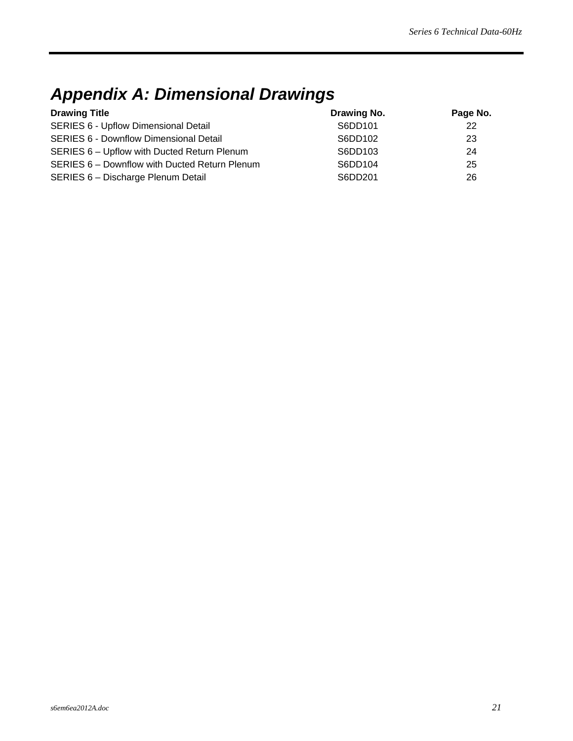# Appendix A: Dimensional Drawings

| Drawing Title | Drawing No. | Page No. |
|---|---|---|
| SERIES 6 - Upflow Dimensional Detail | S6DD101 | 22 |
| SERIES 6 - Downflow Dimensional Detail | S6DD102 | 23 |
| SERIES 6 – Upflow with Ducted Return Plenum | S6DD103 | 24 |
| SERIES 6 – Downflow with Ducted Return Plenum | S6DD104 | 25 |
| SERIES 6 – Discharge Plenum Detail | S6DD201 | 26 |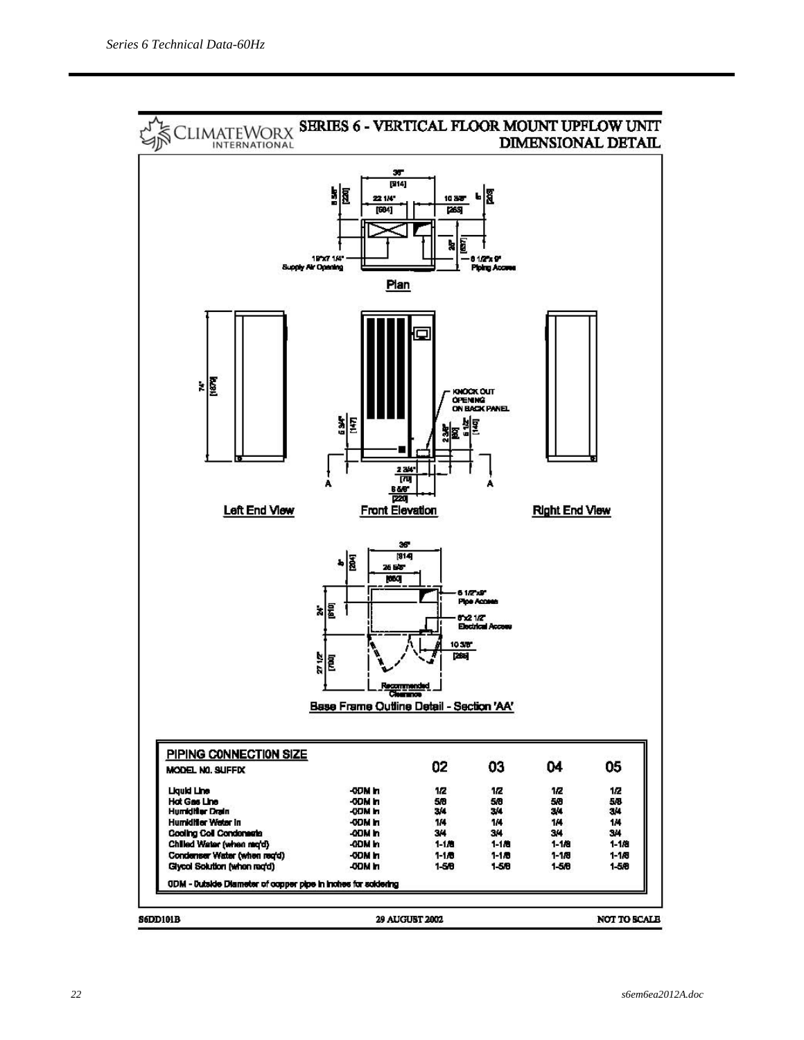# SERIES 6 - VERTICAL FLOOR MOUNT UPFLOW UNIT DIMENSIONAL DETAIL

ClimateWorx International

36" [914]

22 1/4" [564]

10 3/8" [263]

8 5/8" [220]

8" [203]

20" [507]

19"x7 1/4" Supply Air Opening

6 1/2"x 9" Piping Access

Plan

74" [1879]

KNOCK OUT OPENING ON BACK PANEL

5 3/4" [147]

2 3/8" [60]

5 1/2" [140]

2 3/4" [70]

8 5/8" [220]

A

A

Left End View

Front Elevation

Right End View

36" [914]

8" [204]

25 5/8" [650]

24" [610]

27 1/2" [700]

6 1/2"x9" Pipe Access

6"x2 1/2" Electrical Access

10 3/8" [263]

Recommended Clearance

Base Frame Outline Detail - Section 'AA'

## PIPING CONNECTION SIZE

| MODEL NO. SUFFIX | | 02 | 03 | 04 | 05 |
|---|---|---|---|---|---|
| Liquid Line | -ODM In | 1/2 | 1/2 | 1/2 | 1/2 |
| Hot Gas Line | -ODM In | 5/8 | 5/8 | 5/8 | 5/8 |
| Humidifier Drain | -ODM In | 3/4 | 3/4 | 3/4 | 3/4 |
| Humidifier Water In | -ODM In | 1/4 | 1/4 | 1/4 | 1/4 |
| Cooling Coil Condensate | -ODM In | 3/4 | 3/4 | 3/4 | 3/4 |
| Chilled Water (when req'd) | -ODM In | 1-1/8 | 1-1/8 | 1-1/8 | 1-1/8 |
| Condenser Water (when req'd) | -ODM In | 1-1/8 | 1-1/8 | 1-1/8 | 1-1/8 |
| Glycol Solution (when req'd) | -ODM In | 1-5/8 | 1-5/8 | 1-5/8 | 1-5/8 |

ODM - Outside Diameter of copper pipe in inches for soldering

S6DD101B | 29 AUGUST 2002 | NOT TO SCALE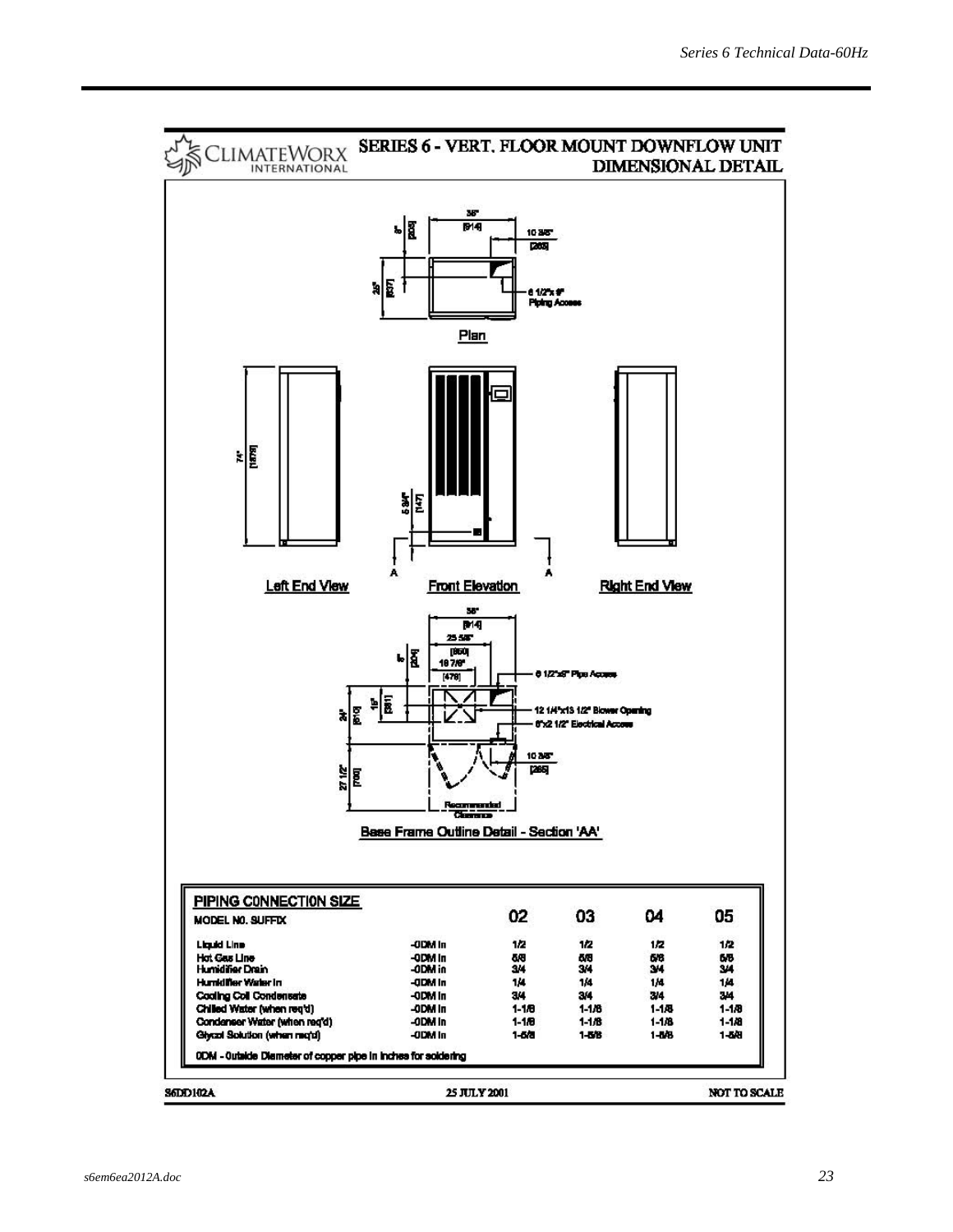# SERIES 6 - VERT. FLOOR MOUNT DOWNFLOW UNIT DIMENSIONAL DETAIL

CLIMATEWORX INTERNATIONAL

Plan

36" [914]

8" [203]

10 3/8" [263]

25" [637]

6 1/2"x 6" Piping Access

Left End View

74" [1879]

Front Elevation

5 3/4" [147]

A A

Right End View

Base Frame Outline Detail - Section 'AA'

36" [914]

25 5/8" [650]

8" [204]

18 7/8" [479]

6 1/2"x6" Pipe Access

24" [610]

15" [381]

12 1/4"x13 1/2" Blower Opening

6"x2 1/2" Electrical Access

10 3/8" [265]

27 1/2" [700]

Recommended Clearance

## PIPING CONNECTION SIZE

| MODEL NO. SUFFIX | | 02 | 03 | 04 | 05 |
|---|---|---|---|---|---|
| Liquid Line | -ODM In | 1/2 | 1/2 | 1/2 | 1/2 |
| Hot Gas Line | -ODM In | 5/8 | 5/8 | 5/8 | 5/8 |
| Humidifier Drain | -ODM In | 3/4 | 3/4 | 3/4 | 3/4 |
| Humidifier Water In | -ODM In | 1/4 | 1/4 | 1/4 | 1/4 |
| Cooling Coil Condensate | -ODM In | 3/4 | 3/4 | 3/4 | 3/4 |
| Chilled Water (when req'd) | -ODM In | 1-1/8 | 1-1/8 | 1-1/8 | 1-1/8 |
| Condenser Water (when req'd) | -ODM In | 1-1/8 | 1-1/8 | 1-1/8 | 1-1/8 |
| Glycol Solution (when req'd) | -ODM In | 1-5/8 | 1-5/8 | 1-5/8 | 1-5/8 |

ODM - Outside Diameter of copper pipe in inches for soldering

S6DD102A 25 JULY 2001 NOT TO SCALE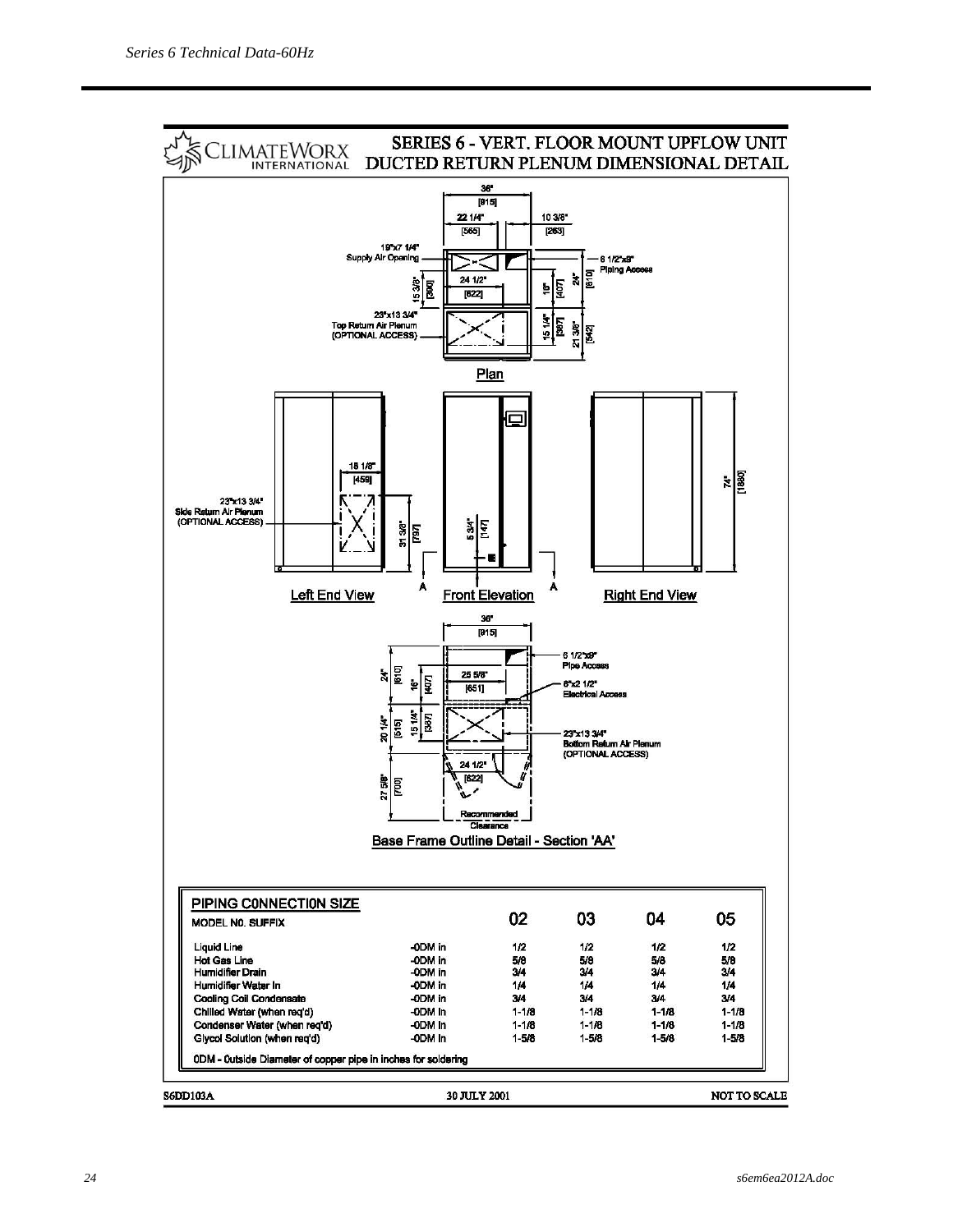CLIMATEWORX INTERNATIONAL

## SERIES 6 - VERT. FLOOR MOUNT UPFLOW UNIT DUCTED RETURN PLENUM DIMENSIONAL DETAIL

36" [915]
22 1/4" [565]
10 3/8" [263]
19"x7 1/4" Supply Air Opening
6 1/2"x9" Piping Access
24 1/2" [622]
15 3/8" [390]
16" [407]
24" [610]
23"x13 3/4" Top Return Air Plenum (OPTIONAL ACCESS)
15 1/4" [387]
21 3/8" [542]

Plan

18 1/8" [459]
23"x13 3/4" Side Return Air Plenum (OPTIONAL ACCESS)
31 3/8" [797]
5 3/4" [147]
74" [1880]

Left End View | Front Elevation | Right End View

36" [915]
6 1/2"x9" Pipe Access
24" [610]
16" [407]
25 5/8" [651]
6"x2 1/2" Electrical Access
20 1/4" [515]
15 1/4" [387]
23"x13 3/4" Bottom Return Air Plenum (OPTIONAL ACCESS)
24 1/2" [622]
27 5/8" [700]
Recommended Clearance

Base Frame Outline Detail - Section 'AA'

### PIPING CONNECTION SIZE

| MODEL NO. SUFFIX | | 02 | 03 | 04 | 05 |
|---|---|---|---|---|---|
| Liquid Line | -ODM in | 1/2 | 1/2 | 1/2 | 1/2 |
| Hot Gas Line | -ODM in | 5/8 | 5/8 | 5/8 | 5/8 |
| Humidifier Drain | -ODM in | 3/4 | 3/4 | 3/4 | 3/4 |
| Humidifier Water In | -ODM in | 1/4 | 1/4 | 1/4 | 1/4 |
| Cooling Coil Condensate | -ODM in | 3/4 | 3/4 | 3/4 | 3/4 |
| Chilled Water (when req'd) | -ODM in | 1-1/8 | 1-1/8 | 1-1/8 | 1-1/8 |
| Condenser Water (when req'd) | -ODM in | 1-1/8 | 1-1/8 | 1-1/8 | 1-1/8 |
| Glycol Solution (when req'd) | -ODM in | 1-5/8 | 1-5/8 | 1-5/8 | 1-5/8 |

ODM - Outside Diameter of copper pipe in inches for soldering

S6DD103A | 30 JULY 2001 | NOT TO SCALE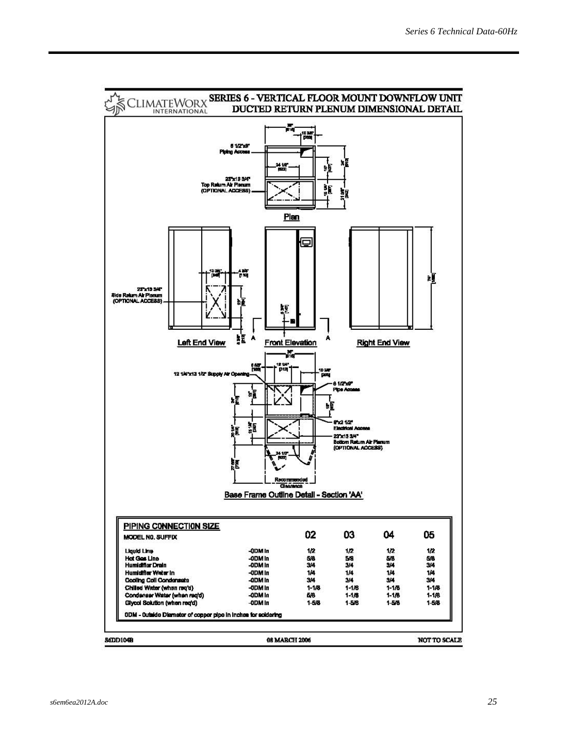# SERIES 6 - VERTICAL FLOOR MOUNT DOWNFLOW UNIT

## DUCTED RETURN PLENUM DIMENSIONAL DETAIL

CLIMATEWORX INTERNATIONAL

Plan

6 1/2"x8" Piping Access

23"x13 3/4" Top Return Air Plenum (OPTIONAL ACCESS)

Left End View

23"x13 3/4" Side Return Air Plenum (OPTIONAL ACCESS)

Front Elevation

Right End View

Base Frame Outline Detail - Section 'AA'

12 1/4"x13 1/2" Supply Air Opening

6 1/2"x8" Pipe Access

8"x2 1/2" Electrical Access

23"x13 3/4" Bottom Return Air Plenum (OPTIONAL ACCESS)

Recommended Clearance

### PIPING CONNECTION SIZE

| MODEL NO. SUFFIX | | 02 | 03 | 04 | 05 |
|---|---|---|---|---|---|
| Liquid Line | -ODM In | 1/2 | 1/2 | 1/2 | 1/2 |
| Hot Gas Line | -ODM In | 5/8 | 5/8 | 5/8 | 5/8 |
| Humidifier Drain | -ODM In | 3/4 | 3/4 | 3/4 | 3/4 |
| Humidifier Water In | -ODM In | 1/4 | 1/4 | 1/4 | 1/4 |
| Cooling Coil Condensate | -ODM In | 3/4 | 3/4 | 3/4 | 3/4 |
| Chilled Water (when req'd) | -ODM In | 1-1/8 | 1-1/8 | 1-1/8 | 1-1/8 |
| Condenser Water (when req'd) | -ODM In | 5/8 | 1-1/8 | 1-1/8 | 1-1/8 |
| Glycol Solution (when req'd) | -ODM In | 1-5/8 | 1-5/8 | 1-5/8 | 1-5/8 |

ODM - Outside Diameter of copper pipe in inches for soldering

S6DD104B 08 MARCH 2006 NOT TO SCALE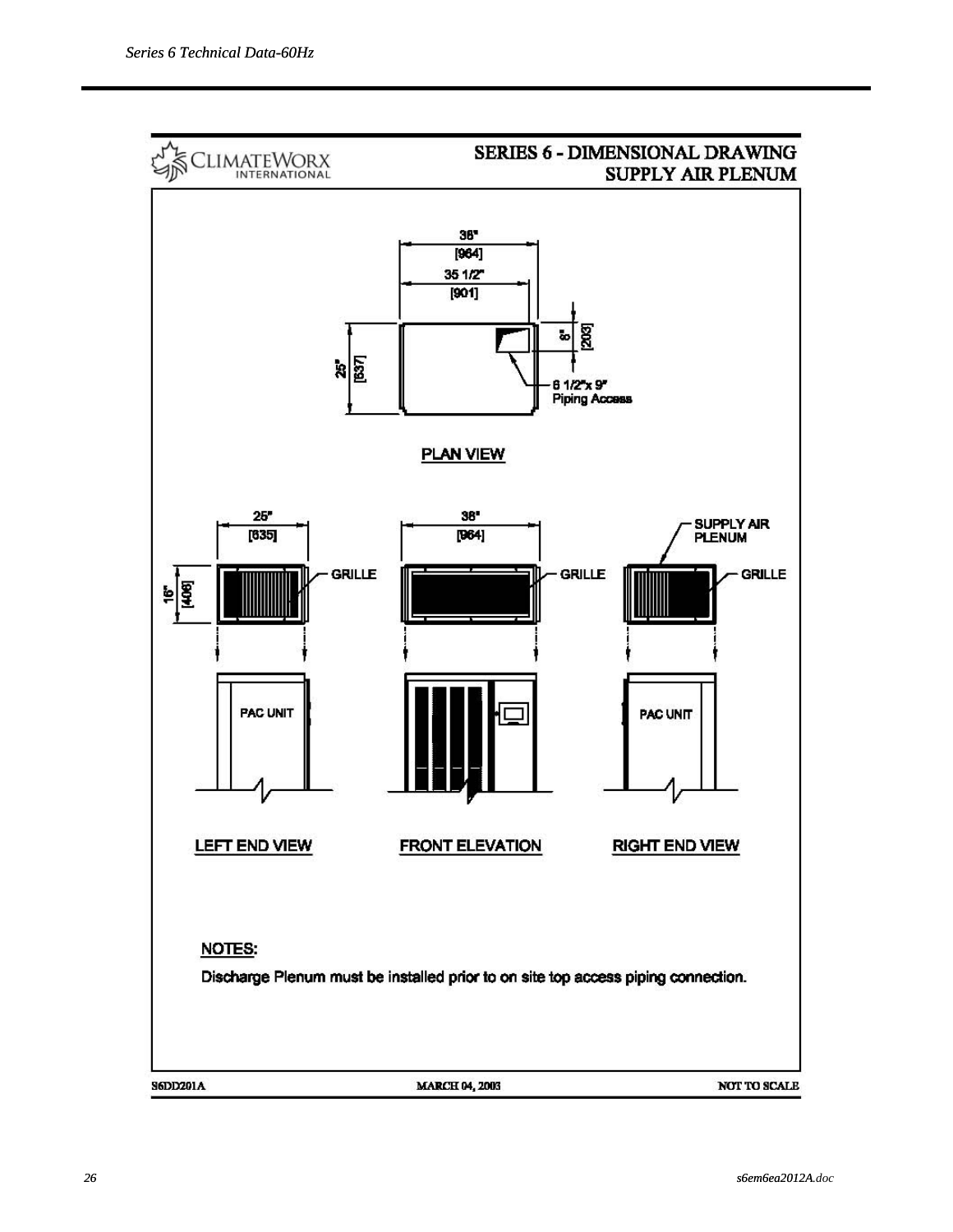CLIMATEWORX INTERNATIONAL

## SERIES 6 - DIMENSIONAL DRAWING SUPPLY AIR PLENUM

38"
[964]
35 1/2"
[901]
8"
[203]
25"
[637]
6 1/2"x 9"
Piping Access

PLAN VIEW

25"
[635]
16"
[406]
GRILLE
38"
[964]
GRILLE
SUPPLY AIR PLENUM
GRILLE
PAC UNIT
PAC UNIT

LEFT END VIEW

FRONT ELEVATION

RIGHT END VIEW

**NOTES:**

Discharge Plenum must be installed prior to on site top access piping connection.

S6DD201A    MARCH 04, 2003    NOT TO SCALE